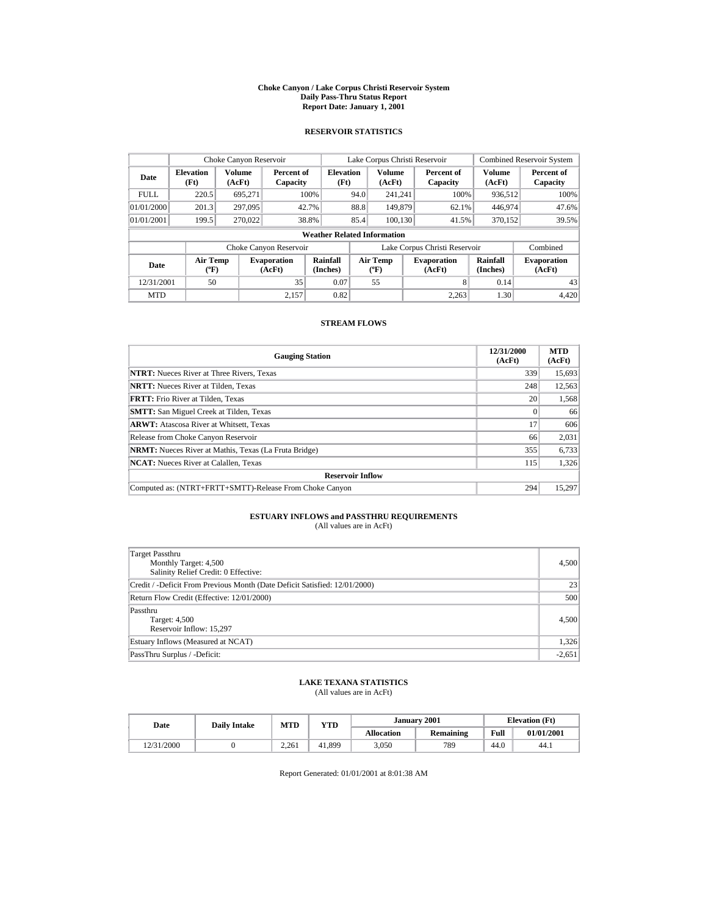# Choke Canyon / Lake Corpus Christi Reservoir System
## Daily Pass-Thru Status Report
### Report Date: January 1, 2001

## RESERVOIR STATISTICS

| Date | Choke Canyon Reservoir | | | Lake Corpus Christi Reservoir | | | Combined Reservoir System | |
|---|---|---|---|---|---|---|---|---|
| | Elevation (Ft) | Volume (AcFt) | Percent of Capacity | Elevation (Ft) | Volume (AcFt) | Percent of Capacity | Volume (AcFt) | Percent of Capacity |
| FULL | 220.5 | 695,271 | 100% | 94.0 | 241,241 | 100% | 936,512 | 100% |
| 01/01/2000 | 201.3 | 297,095 | 42.7% | 88.8 | 149,879 | 62.1% | 446,974 | 47.6% |
| 01/01/2001 | 199.5 | 270,022 | 38.8% | 85.4 | 100,130 | 41.5% | 370,152 | 39.5% |

**Weather Related Information**

| Date | Choke Canyon Reservoir | | | Lake Corpus Christi Reservoir | | | Combined |
|---|---|---|---|---|---|---|---|
| | Air Temp (ºF) | Evaporation (AcFt) | Rainfall (Inches) | Air Temp (ºF) | Evaporation (AcFt) | Rainfall (Inches) | Evaporation (AcFt) |
| 12/31/2001 | 50 | 35 | 0.07 | 55 | 8 | 0.14 | 43 |
| MTD | | 2,157 | 0.82 | | 2,263 | 1.30 | 4,420 |

## STREAM FLOWS

| Gauging Station | 12/31/2000 (AcFt) | MTD (AcFt) |
|---|---|---|
| **NTRT:** Nueces River at Three Rivers, Texas | 339 | 15,693 |
| **NRTT:** Nueces River at Tilden, Texas | 248 | 12,563 |
| **FRTT:** Frio River at Tilden, Texas | 20 | 1,568 |
| **SMTT:** San Miguel Creek at Tilden, Texas | 0 | 66 |
| **ARWT:** Atascosa River at Whitsett, Texas | 17 | 606 |
| Release from Choke Canyon Reservoir | 66 | 2,031 |
| **NRMT:** Nueces River at Mathis, Texas (La Fruta Bridge) | 355 | 6,733 |
| **NCAT:** Nueces River at Calallen, Texas | 115 | 1,326 |
| **Reservoir Inflow** | | |
| Computed as: (NTRT+FRTT+SMTT)-Release From Choke Canyon | 294 | 15,297 |

## ESTUARY INFLOWS and PASSTHRU REQUIREMENTS
(All values are in AcFt)

| Item | Value |
|---|---|
| Target Passthru<br>Monthly Target: 4,500<br>Salinity Relief Credit: 0 Effective: | 4,500 |
| Credit / -Deficit From Previous Month (Date Deficit Satisfied: 12/01/2000) | 23 |
| Return Flow Credit (Effective: 12/01/2000) | 500 |
| Passthru<br>Target: 4,500<br>Reservoir Inflow: 15,297 | 4,500 |
| Estuary Inflows (Measured at NCAT) | 1,326 |
| PassThru Surplus / -Deficit: | -2,651 |

## LAKE TEXANA STATISTICS
(All values are in AcFt)

| Date | Daily Intake | MTD | YTD | January 2001 | | Elevation (Ft) | |
|---|---|---|---|---|---|---|---|
| | | | | Allocation | Remaining | Full | 01/01/2001 |
| 12/31/2000 | 0 | 2,261 | 41,899 | 3,050 | 789 | 44.0 | 44.1 |

Report Generated: 01/01/2001 at 8:01:38 AM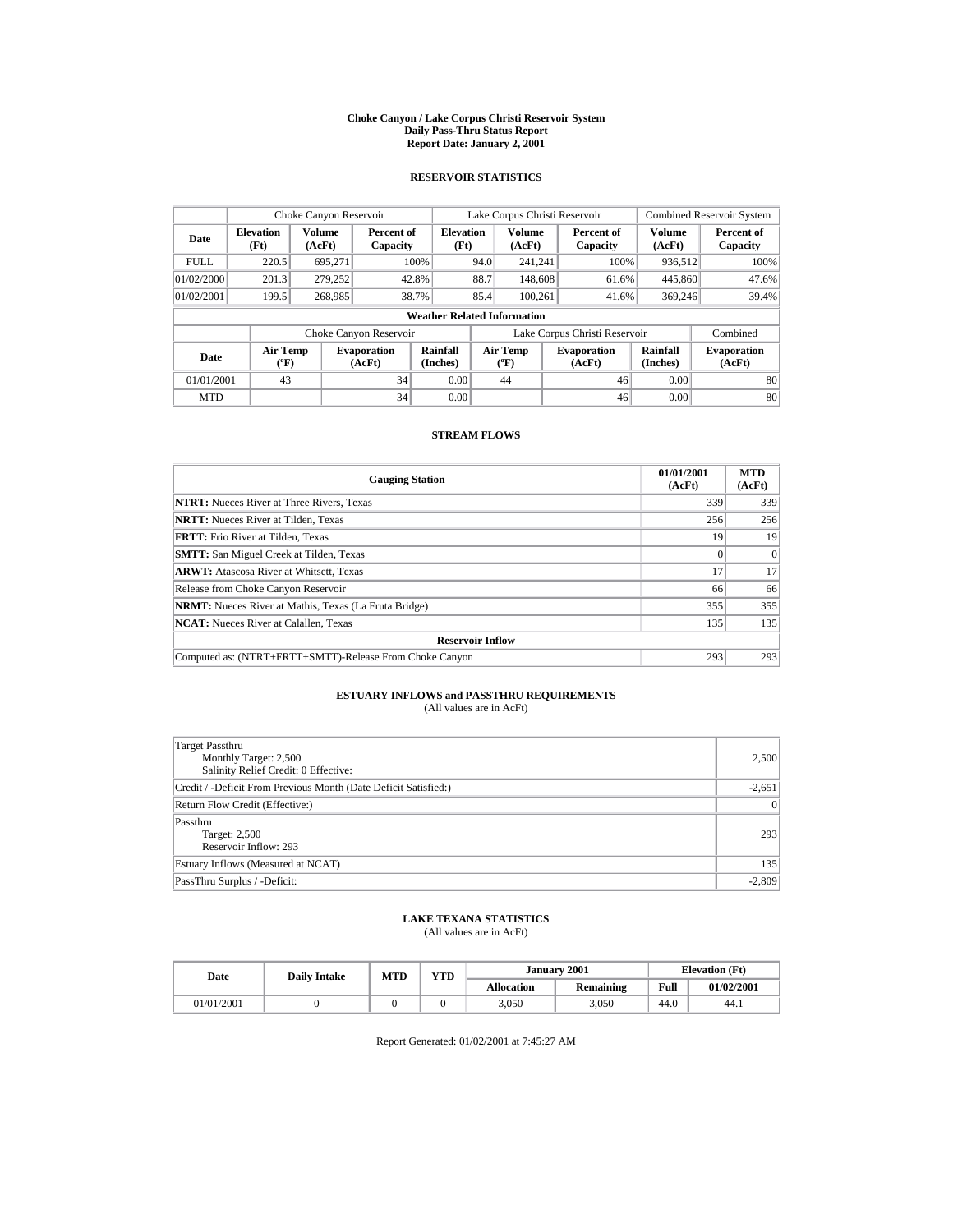# Choke Canyon / Lake Corpus Christi Reservoir System
## Daily Pass-Thru Status Report
## Report Date: January 2, 2001

### RESERVOIR STATISTICS

| | Choke Canyon Reservoir | | | Lake Corpus Christi Reservoir | | | Combined Reservoir System | |
|---|---|---|---|---|---|---|---|---|
| Date | Elevation (Ft) | Volume (AcFt) | Percent of Capacity | Elevation (Ft) | Volume (AcFt) | Percent of Capacity | Volume (AcFt) | Percent of Capacity |
| FULL | 220.5 | 695,271 | 100% | 94.0 | 241,241 | 100% | 936,512 | 100% |
| 01/02/2000 | 201.3 | 279,252 | 42.8% | 88.7 | 148,608 | 61.6% | 445,860 | 47.6% |
| 01/02/2001 | 199.5 | 268,985 | 38.7% | 85.4 | 100,261 | 41.6% | 369,246 | 39.4% |

**Weather Related Information**

| | Choke Canyon Reservoir | | | Lake Corpus Christi Reservoir | | | Combined |
|---|---|---|---|---|---|---|---|
| Date | Air Temp (ºF) | Evaporation (AcFt) | Rainfall (Inches) | Air Temp (ºF) | Evaporation (AcFt) | Rainfall (Inches) | Evaporation (AcFt) |
| 01/01/2001 | 43 | 34 | 0.00 | 44 | 46 | 0.00 | 80 |
| MTD | | 34 | 0.00 | | 46 | 0.00 | 80 |

### STREAM FLOWS

| Gauging Station | 01/01/2001 (AcFt) | MTD (AcFt) |
|---|---|---|
| **NTRT:** Nueces River at Three Rivers, Texas | 339 | 339 |
| **NRTT:** Nueces River at Tilden, Texas | 256 | 256 |
| **FRTT:** Frio River at Tilden, Texas | 19 | 19 |
| **SMTT:** San Miguel Creek at Tilden, Texas | 0 | 0 |
| **ARWT:** Atascosa River at Whitsett, Texas | 17 | 17 |
| Release from Choke Canyon Reservoir | 66 | 66 |
| **NRMT:** Nueces River at Mathis, Texas (La Fruta Bridge) | 355 | 355 |
| **NCAT:** Nueces River at Calallen, Texas | 135 | 135 |
| **Reservoir Inflow** | | |
| Computed as: (NTRT+FRTT+SMTT)-Release From Choke Canyon | 293 | 293 |

### ESTUARY INFLOWS and PASSTHRU REQUIREMENTS
(All values are in AcFt)

| | |
|---|---|
| Target Passthru<br>Monthly Target: 2,500<br>Salinity Relief Credit: 0 Effective: | 2,500 |
| Credit / -Deficit From Previous Month (Date Deficit Satisfied:) | -2,651 |
| Return Flow Credit (Effective:) | 0 |
| Passthru<br>Target: 2,500<br>Reservoir Inflow: 293 | 293 |
| Estuary Inflows (Measured at NCAT) | 135 |
| PassThru Surplus / -Deficit: | -2,809 |

### LAKE TEXANA STATISTICS
(All values are in AcFt)

| Date | Daily Intake | MTD | YTD | January 2001 | | Elevation (Ft) | |
|---|---|---|---|---|---|---|---|
| | | | | Allocation | Remaining | Full | 01/02/2001 |
| 01/01/2001 | 0 | 0 | 0 | 3,050 | 3,050 | 44.0 | 44.1 |

Report Generated: 01/02/2001 at 7:45:27 AM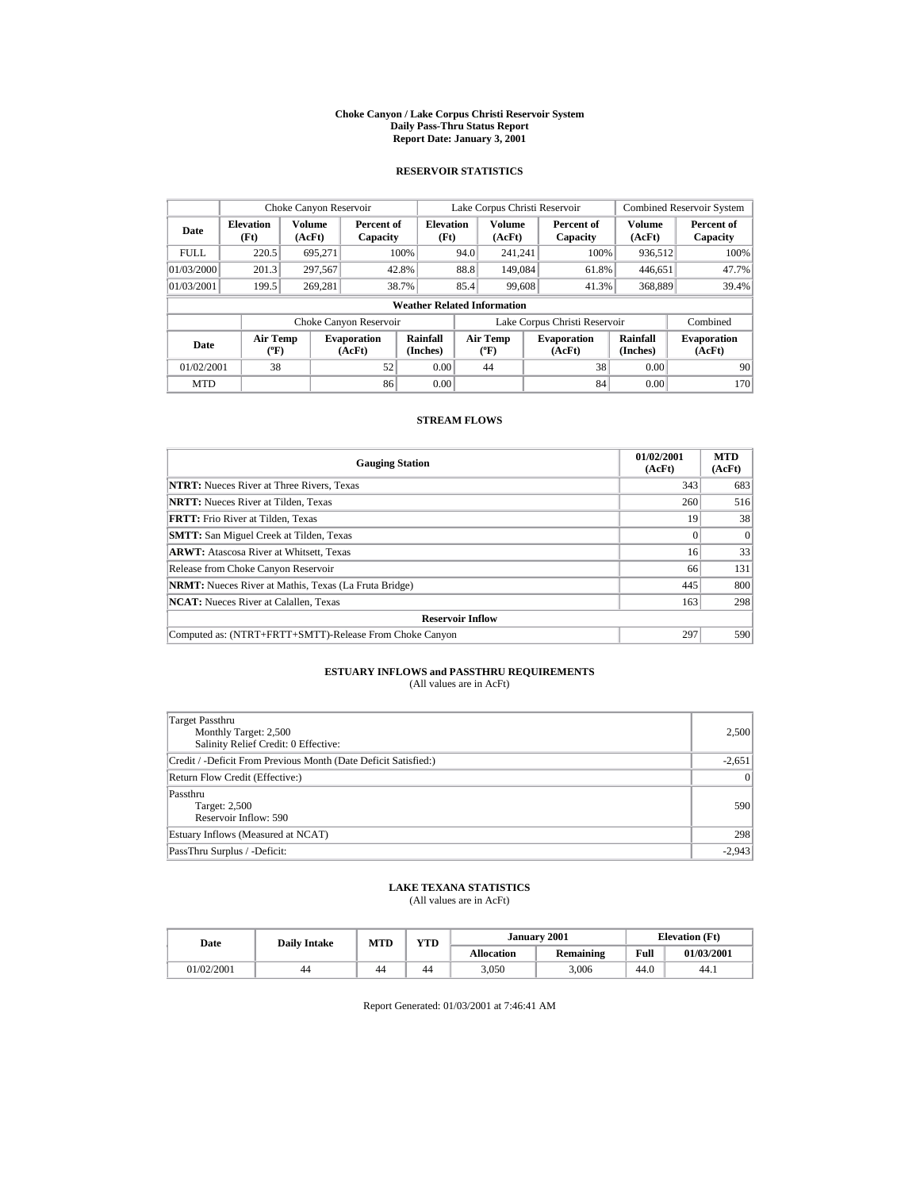# Choke Canyon / Lake Corpus Christi Reservoir System
## Daily Pass-Thru Status Report
### Report Date: January 3, 2001

## RESERVOIR STATISTICS

| Date | Choke Canyon Reservoir | | | Lake Corpus Christi Reservoir | | | Combined Reservoir System | |
|---|---|---|---|---|---|---|---|---|
| | Elevation (Ft) | Volume (AcFt) | Percent of Capacity | Elevation (Ft) | Volume (AcFt) | Percent of Capacity | Volume (AcFt) | Percent of Capacity |
| FULL | 220.5 | 695,271 | 100% | 94.0 | 241,241 | 100% | 936,512 | 100% |
| 01/03/2000 | 201.3 | 297,567 | 42.8% | 88.8 | 149,084 | 61.8% | 446,651 | 47.7% |
| 01/03/2001 | 199.5 | 269,281 | 38.7% | 85.4 | 99,608 | 41.3% | 368,889 | 39.4% |

**Weather Related Information**

| Date | Choke Canyon Reservoir | | | Lake Corpus Christi Reservoir | | | Combined |
|---|---|---|---|---|---|---|---|
| | Air Temp (ºF) | Evaporation (AcFt) | Rainfall (Inches) | Air Temp (ºF) | Evaporation (AcFt) | Rainfall (Inches) | Evaporation (AcFt) |
| 01/02/2001 | 38 | 52 | 0.00 | 44 | 38 | 0.00 | 90 |
| MTD | | 86 | 0.00 | | 84 | 0.00 | 170 |

## STREAM FLOWS

| Gauging Station | 01/02/2001 (AcFt) | MTD (AcFt) |
|---|---|---|
| **NTRT:** Nueces River at Three Rivers, Texas | 343 | 683 |
| **NRTT:** Nueces River at Tilden, Texas | 260 | 516 |
| **FRTT:** Frio River at Tilden, Texas | 19 | 38 |
| **SMTT:** San Miguel Creek at Tilden, Texas | 0 | 0 |
| **ARWT:** Atascosa River at Whitsett, Texas | 16 | 33 |
| Release from Choke Canyon Reservoir | 66 | 131 |
| **NRMT:** Nueces River at Mathis, Texas (La Fruta Bridge) | 445 | 800 |
| **NCAT:** Nueces River at Calallen, Texas | 163 | 298 |
| **Reservoir Inflow** | | |
| Computed as: (NTRT+FRTT+SMTT)-Release From Choke Canyon | 297 | 590 |

## ESTUARY INFLOWS and PASSTHRU REQUIREMENTS
(All values are in AcFt)

| | |
|---|---|
| Target Passthru<br>Monthly Target: 2,500<br>Salinity Relief Credit: 0 Effective: | 2,500 |
| Credit / -Deficit From Previous Month (Date Deficit Satisfied:) | -2,651 |
| Return Flow Credit (Effective:) | 0 |
| Passthru<br>Target: 2,500<br>Reservoir Inflow: 590 | 590 |
| Estuary Inflows (Measured at NCAT) | 298 |
| PassThru Surplus / -Deficit: | -2,943 |

## LAKE TEXANA STATISTICS
(All values are in AcFt)

| Date | Daily Intake | MTD | YTD | January 2001 | | Elevation (Ft) | |
|---|---|---|---|---|---|---|---|
| | | | | Allocation | Remaining | Full | 01/03/2001 |
| 01/02/2001 | 44 | 44 | 44 | 3,050 | 3,006 | 44.0 | 44.1 |

Report Generated: 01/03/2001 at 7:46:41 AM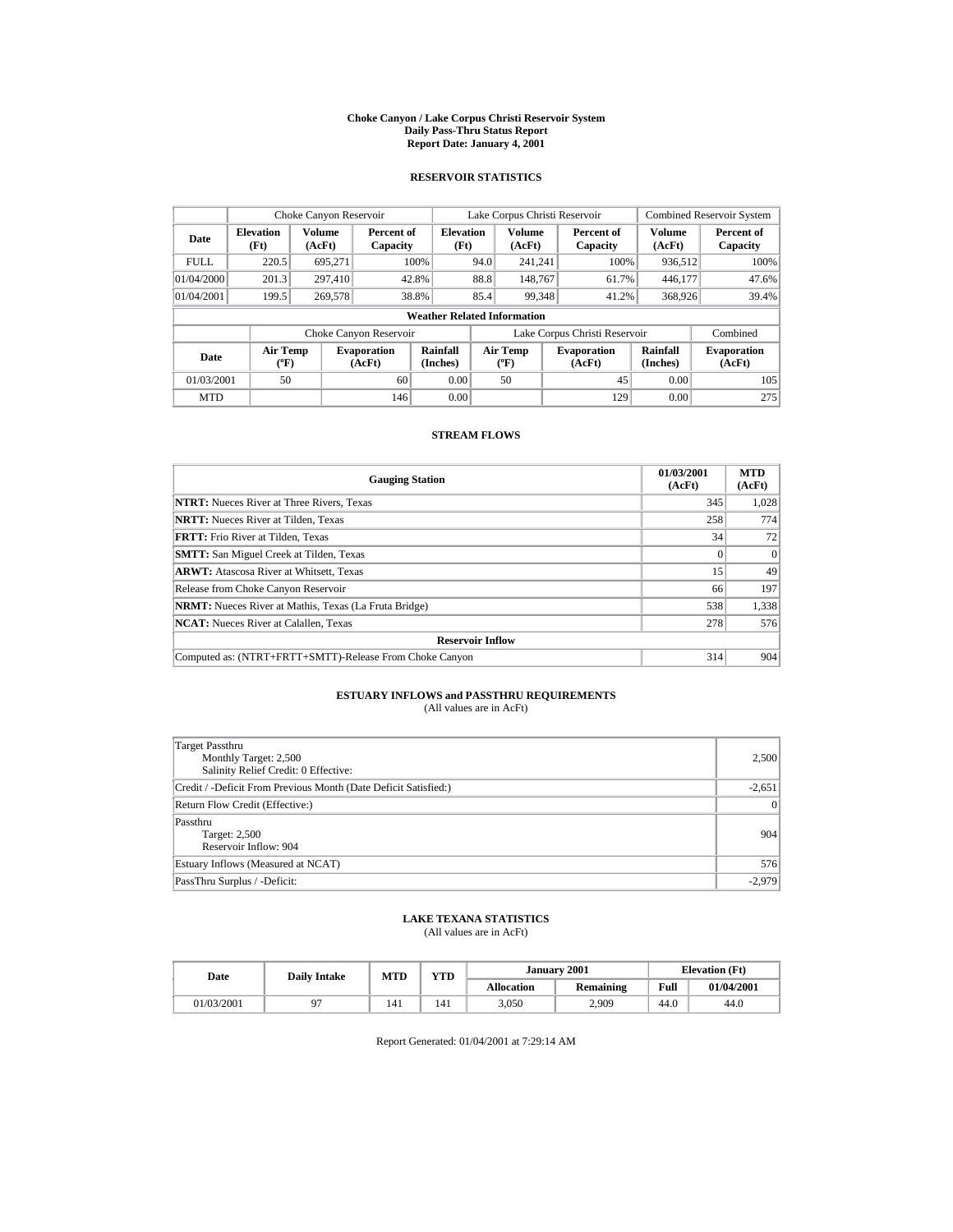# Choke Canyon / Lake Corpus Christi Reservoir System
## Daily Pass-Thru Status Report
## Report Date: January 4, 2001

### RESERVOIR STATISTICS

| | Choke Canyon Reservoir | | | Lake Corpus Christi Reservoir | | | Combined Reservoir System | |
|---|---|---|---|---|---|---|---|---|
| Date | Elevation (Ft) | Volume (AcFt) | Percent of Capacity | Elevation (Ft) | Volume (AcFt) | Percent of Capacity | Volume (AcFt) | Percent of Capacity |
| FULL | 220.5 | 695,271 | 100% | 94.0 | 241,241 | 100% | 936,512 | 100% |
| 01/04/2000 | 201.3 | 297,410 | 42.8% | 88.8 | 148,767 | 61.7% | 446,177 | 47.6% |
| 01/04/2001 | 199.5 | 269,578 | 38.8% | 85.4 | 99,348 | 41.2% | 368,926 | 39.4% |

**Weather Related Information**

| | Choke Canyon Reservoir | | | Lake Corpus Christi Reservoir | | | Combined |
|---|---|---|---|---|---|---|---|
| Date | Air Temp (ºF) | Evaporation (AcFt) | Rainfall (Inches) | Air Temp (ºF) | Evaporation (AcFt) | Rainfall (Inches) | Evaporation (AcFt) |
| 01/03/2001 | 50 | 60 | 0.00 | 50 | 45 | 0.00 | 105 |
| MTD | | 146 | 0.00 | | 129 | 0.00 | 275 |

### STREAM FLOWS

| Gauging Station | 01/03/2001 (AcFt) | MTD (AcFt) |
|---|---|---|
| **NTRT:** Nueces River at Three Rivers, Texas | 345 | 1,028 |
| **NRTT:** Nueces River at Tilden, Texas | 258 | 774 |
| **FRTT:** Frio River at Tilden, Texas | 34 | 72 |
| **SMTT:** San Miguel Creek at Tilden, Texas | 0 | 0 |
| **ARWT:** Atascosa River at Whitsett, Texas | 15 | 49 |
| Release from Choke Canyon Reservoir | 66 | 197 |
| **NRMT:** Nueces River at Mathis, Texas (La Fruta Bridge) | 538 | 1,338 |
| **NCAT:** Nueces River at Calallen, Texas | 278 | 576 |
| **Reservoir Inflow** | | |
| Computed as: (NTRT+FRTT+SMTT)-Release From Choke Canyon | 314 | 904 |

### ESTUARY INFLOWS and PASSTHRU REQUIREMENTS
(All values are in AcFt)

| | |
|---|---|
| Target Passthru<br>Monthly Target: 2,500<br>Salinity Relief Credit: 0 Effective: | 2,500 |
| Credit / -Deficit From Previous Month (Date Deficit Satisfied:) | -2,651 |
| Return Flow Credit (Effective:) | 0 |
| Passthru<br>Target: 2,500<br>Reservoir Inflow: 904 | 904 |
| Estuary Inflows (Measured at NCAT) | 576 |
| PassThru Surplus / -Deficit: | -2,979 |

### LAKE TEXANA STATISTICS
(All values are in AcFt)

| Date | Daily Intake | MTD | YTD | January 2001 | | Elevation (Ft) | |
|---|---|---|---|---|---|---|---|
| | | | | Allocation | Remaining | Full | 01/04/2001 |
| 01/03/2001 | 97 | 141 | 141 | 3,050 | 2,909 | 44.0 | 44.0 |

Report Generated: 01/04/2001 at 7:29:14 AM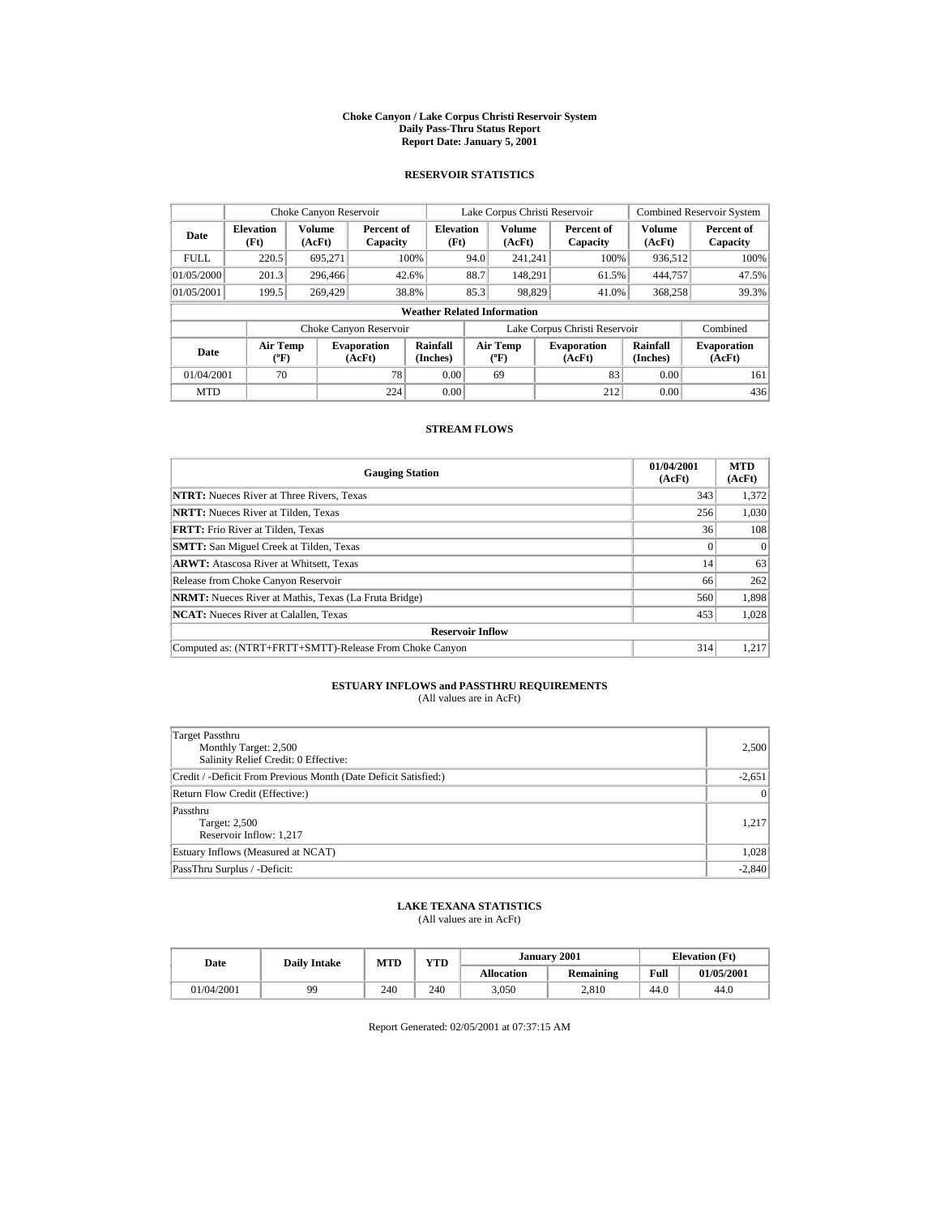**Choke Canyon / Lake Corpus Christi Reservoir System**
**Daily Pass-Thru Status Report**
**Report Date: January 5, 2001**

## RESERVOIR STATISTICS

| | Choke Canyon Reservoir | | | Lake Corpus Christi Reservoir | | | Combined Reservoir System | |
|---|---|---|---|---|---|---|---|---|
| **Date** | **Elevation (Ft)** | **Volume (AcFt)** | **Percent of Capacity** | **Elevation (Ft)** | **Volume (AcFt)** | **Percent of Capacity** | **Volume (AcFt)** | **Percent of Capacity** |
| FULL | 220.5 | 695,271 | 100% | 94.0 | 241,241 | 100% | 936,512 | 100% |
| 01/05/2000 | 201.3 | 296,466 | 42.6% | 88.7 | 148,291 | 61.5% | 444,757 | 47.5% |
| 01/05/2001 | 199.5 | 269,429 | 38.8% | 85.3 | 98,829 | 41.0% | 368,258 | 39.3% |

**Weather Related Information**

| | Choke Canyon Reservoir | | | Lake Corpus Christi Reservoir | | | Combined |
|---|---|---|---|---|---|---|---|
| **Date** | **Air Temp (ºF)** | **Evaporation (AcFt)** | **Rainfall (Inches)** | **Air Temp (ºF)** | **Evaporation (AcFt)** | **Rainfall (Inches)** | **Evaporation (AcFt)** |
| 01/04/2001 | 70 | 78 | 0.00 | 69 | 83 | 0.00 | 161 |
| MTD | | 224 | 0.00 | | 212 | 0.00 | 436 |

## STREAM FLOWS

| **Gauging Station** | **01/04/2001 (AcFt)** | **MTD (AcFt)** |
|---|---|---|
| **NTRT:** Nueces River at Three Rivers, Texas | 343 | 1,372 |
| **NRTT:** Nueces River at Tilden, Texas | 256 | 1,030 |
| **FRTT:** Frio River at Tilden, Texas | 36 | 108 |
| **SMTT:** San Miguel Creek at Tilden, Texas | 0 | 0 |
| **ARWT:** Atascosa River at Whitsett, Texas | 14 | 63 |
| Release from Choke Canyon Reservoir | 66 | 262 |
| **NRMT:** Nueces River at Mathis, Texas (La Fruta Bridge) | 560 | 1,898 |
| **NCAT:** Nueces River at Calallen, Texas | 453 | 1,028 |
| **Reservoir Inflow** | | |
| Computed as: (NTRT+FRTT+SMTT)-Release From Choke Canyon | 314 | 1,217 |

## ESTUARY INFLOWS and PASSTHRU REQUIREMENTS

(All values are in AcFt)

| | |
|---|---|
| Target Passthru<br>Monthly Target: 2,500<br>Salinity Relief Credit: 0 Effective: | 2,500 |
| Credit / -Deficit From Previous Month (Date Deficit Satisfied:) | -2,651 |
| Return Flow Credit (Effective:) | 0 |
| Passthru<br>Target: 2,500<br>Reservoir Inflow: 1,217 | 1,217 |
| Estuary Inflows (Measured at NCAT) | 1,028 |
| PassThru Surplus / -Deficit: | -2,840 |

## LAKE TEXANA STATISTICS

(All values are in AcFt)

| Date | Daily Intake | MTD | YTD | January 2001 | | Elevation (Ft) | |
|---|---|---|---|---|---|---|---|
| | | | | **Allocation** | **Remaining** | **Full** | **01/05/2001** |
| 01/04/2001 | 99 | 240 | 240 | 3,050 | 2,810 | 44.0 | 44.0 |

Report Generated: 02/05/2001 at 07:37:15 AM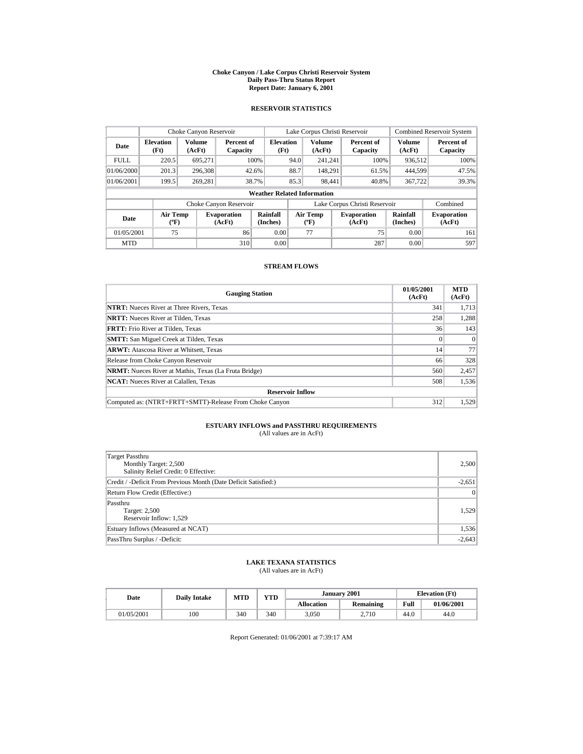# Choke Canyon / Lake Corpus Christi Reservoir System
## Daily Pass-Thru Status Report
## Report Date: January 6, 2001

### RESERVOIR STATISTICS

| | Choke Canyon Reservoir | | | Lake Corpus Christi Reservoir | | | Combined Reservoir System | |
|---|---|---|---|---|---|---|---|---|
| Date | Elevation (Ft) | Volume (AcFt) | Percent of Capacity | Elevation (Ft) | Volume (AcFt) | Percent of Capacity | Volume (AcFt) | Percent of Capacity |
| FULL | 220.5 | 695,271 | 100% | 94.0 | 241,241 | 100% | 936,512 | 100% |
| 01/06/2000 | 201.3 | 296,308 | 42.6% | 88.7 | 148,291 | 61.5% | 444,599 | 47.5% |
| 01/06/2001 | 199.5 | 269,281 | 38.7% | 85.3 | 98,441 | 40.8% | 367,722 | 39.3% |

**Weather Related Information**

| | Choke Canyon Reservoir | | | Lake Corpus Christi Reservoir | | | Combined |
|---|---|---|---|---|---|---|---|
| Date | Air Temp (ºF) | Evaporation (AcFt) | Rainfall (Inches) | Air Temp (ºF) | Evaporation (AcFt) | Rainfall (Inches) | Evaporation (AcFt) |
| 01/05/2001 | 75 | 86 | 0.00 | 77 | 75 | 0.00 | 161 |
| MTD | | 310 | 0.00 | | 287 | 0.00 | 597 |

### STREAM FLOWS

| Gauging Station | 01/05/2001 (AcFt) | MTD (AcFt) |
|---|---|---|
| **NTRT:** Nueces River at Three Rivers, Texas | 341 | 1,713 |
| **NRTT:** Nueces River at Tilden, Texas | 258 | 1,288 |
| **FRTT:** Frio River at Tilden, Texas | 36 | 143 |
| **SMTT:** San Miguel Creek at Tilden, Texas | 0 | 0 |
| **ARWT:** Atascosa River at Whitsett, Texas | 14 | 77 |
| Release from Choke Canyon Reservoir | 66 | 328 |
| **NRMT:** Nueces River at Mathis, Texas (La Fruta Bridge) | 560 | 2,457 |
| **NCAT:** Nueces River at Calallen, Texas | 508 | 1,536 |
| **Reservoir Inflow** | | |
| Computed as: (NTRT+FRTT+SMTT)-Release From Choke Canyon | 312 | 1,529 |

### ESTUARY INFLOWS and PASSTHRU REQUIREMENTS
(All values are in AcFt)

| | |
|---|---|
| Target Passthru<br>Monthly Target: 2,500<br>Salinity Relief Credit: 0 Effective: | 2,500 |
| Credit / -Deficit From Previous Month (Date Deficit Satisfied:) | -2,651 |
| Return Flow Credit (Effective:) | 0 |
| Passthru<br>Target: 2,500<br>Reservoir Inflow: 1,529 | 1,529 |
| Estuary Inflows (Measured at NCAT) | 1,536 |
| PassThru Surplus / -Deficit: | -2,643 |

### LAKE TEXANA STATISTICS
(All values are in AcFt)

| Date | Daily Intake | MTD | YTD | January 2001 | | Elevation (Ft) | |
|---|---|---|---|---|---|---|---|
| | | | | Allocation | Remaining | Full | 01/06/2001 |
| 01/05/2001 | 100 | 340 | 340 | 3,050 | 2,710 | 44.0 | 44.0 |

Report Generated: 01/06/2001 at 7:39:17 AM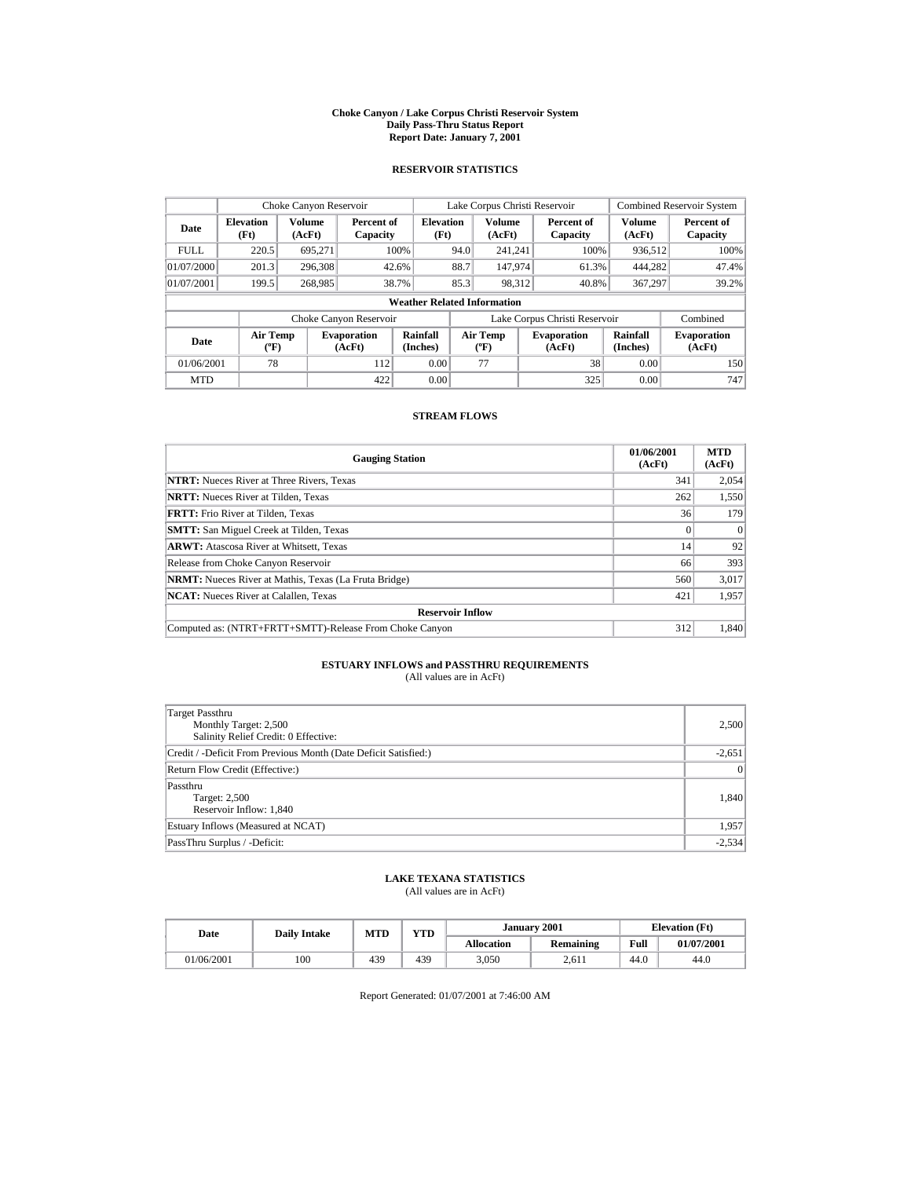# Choke Canyon / Lake Corpus Christi Reservoir System
## Daily Pass-Thru Status Report
## Report Date: January 7, 2001

### RESERVOIR STATISTICS

| | Choke Canyon Reservoir | | | Lake Corpus Christi Reservoir | | | Combined Reservoir System | |
|---|---|---|---|---|---|---|---|---|
| Date | Elevation (Ft) | Volume (AcFt) | Percent of Capacity | Elevation (Ft) | Volume (AcFt) | Percent of Capacity | Volume (AcFt) | Percent of Capacity |
| FULL | 220.5 | 695,271 | 100% | 94.0 | 241,241 | 100% | 936,512 | 100% |
| 01/07/2000 | 201.3 | 296,308 | 42.6% | 88.7 | 147,974 | 61.3% | 444,282 | 47.4% |
| 01/07/2001 | 199.5 | 268,985 | 38.7% | 85.3 | 98,312 | 40.8% | 367,297 | 39.2% |

**Weather Related Information**

| | Choke Canyon Reservoir | | | Lake Corpus Christi Reservoir | | | Combined |
|---|---|---|---|---|---|---|---|
| Date | Air Temp (ºF) | Evaporation (AcFt) | Rainfall (Inches) | Air Temp (ºF) | Evaporation (AcFt) | Rainfall (Inches) | Evaporation (AcFt) |
| 01/06/2001 | 78 | 112 | 0.00 | 77 | 38 | 0.00 | 150 |
| MTD | | 422 | 0.00 | | 325 | 0.00 | 747 |

### STREAM FLOWS

| Gauging Station | 01/06/2001 (AcFt) | MTD (AcFt) |
|---|---|---|
| **NTRT:** Nueces River at Three Rivers, Texas | 341 | 2,054 |
| **NRTT:** Nueces River at Tilden, Texas | 262 | 1,550 |
| **FRTT:** Frio River at Tilden, Texas | 36 | 179 |
| **SMTT:** San Miguel Creek at Tilden, Texas | 0 | 0 |
| **ARWT:** Atascosa River at Whitsett, Texas | 14 | 92 |
| Release from Choke Canyon Reservoir | 66 | 393 |
| **NRMT:** Nueces River at Mathis, Texas (La Fruta Bridge) | 560 | 3,017 |
| **NCAT:** Nueces River at Calallen, Texas | 421 | 1,957 |
| **Reservoir Inflow** | | |
| Computed as: (NTRT+FRTT+SMTT)-Release From Choke Canyon | 312 | 1,840 |

### ESTUARY INFLOWS and PASSTHRU REQUIREMENTS
(All values are in AcFt)

| | |
|---|---|
| Target Passthru<br>Monthly Target: 2,500<br>Salinity Relief Credit: 0 Effective: | 2,500 |
| Credit / -Deficit From Previous Month (Date Deficit Satisfied:) | -2,651 |
| Return Flow Credit (Effective:) | 0 |
| Passthru<br>Target: 2,500<br>Reservoir Inflow: 1,840 | 1,840 |
| Estuary Inflows (Measured at NCAT) | 1,957 |
| PassThru Surplus / -Deficit: | -2,534 |

### LAKE TEXANA STATISTICS
(All values are in AcFt)

| Date | Daily Intake | MTD | YTD | January 2001 | | Elevation (Ft) | |
|---|---|---|---|---|---|---|---|
| | | | | Allocation | Remaining | Full | 01/07/2001 |
| 01/06/2001 | 100 | 439 | 439 | 3,050 | 2,611 | 44.0 | 44.0 |

Report Generated: 01/07/2001 at 7:46:00 AM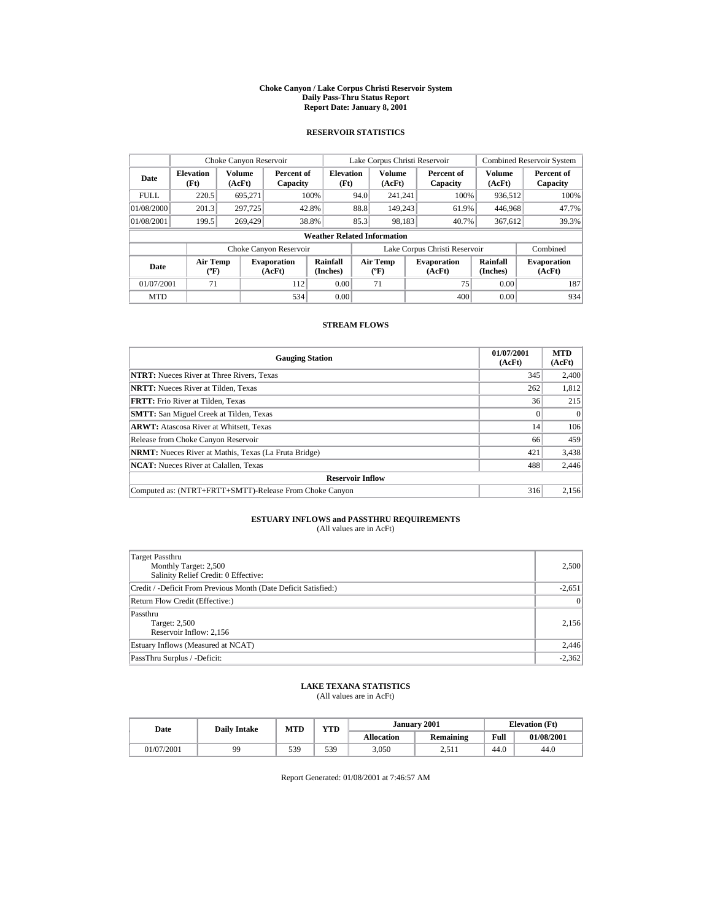# Choke Canyon / Lake Corpus Christi Reservoir System
## Daily Pass-Thru Status Report
## Report Date: January 8, 2001

### RESERVOIR STATISTICS

| | Choke Canyon Reservoir | | | Lake Corpus Christi Reservoir | | | Combined Reservoir System | |
|---|---|---|---|---|---|---|---|---|
| Date | Elevation (Ft) | Volume (AcFt) | Percent of Capacity | Elevation (Ft) | Volume (AcFt) | Percent of Capacity | Volume (AcFt) | Percent of Capacity |
| FULL | 220.5 | 695,271 | 100% | 94.0 | 241,241 | 100% | 936,512 | 100% |
| 01/08/2000 | 201.3 | 297,725 | 42.8% | 88.8 | 149,243 | 61.9% | 446,968 | 47.7% |
| 01/08/2001 | 199.5 | 269,429 | 38.8% | 85.3 | 98,183 | 40.7% | 367,612 | 39.3% |

**Weather Related Information**

| | Choke Canyon Reservoir | | | Lake Corpus Christi Reservoir | | | Combined |
|---|---|---|---|---|---|---|---|
| Date | Air Temp (ºF) | Evaporation (AcFt) | Rainfall (Inches) | Air Temp (ºF) | Evaporation (AcFt) | Rainfall (Inches) | Evaporation (AcFt) |
| 01/07/2001 | 71 | 112 | 0.00 | 71 | 75 | 0.00 | 187 |
| MTD | | 534 | 0.00 | | 400 | 0.00 | 934 |

### STREAM FLOWS

| Gauging Station | 01/07/2001 (AcFt) | MTD (AcFt) |
|---|---|---|
| **NTRT:** Nueces River at Three Rivers, Texas | 345 | 2,400 |
| **NRTT:** Nueces River at Tilden, Texas | 262 | 1,812 |
| **FRTT:** Frio River at Tilden, Texas | 36 | 215 |
| **SMTT:** San Miguel Creek at Tilden, Texas | 0 | 0 |
| **ARWT:** Atascosa River at Whitsett, Texas | 14 | 106 |
| Release from Choke Canyon Reservoir | 66 | 459 |
| **NRMT:** Nueces River at Mathis, Texas (La Fruta Bridge) | 421 | 3,438 |
| **NCAT:** Nueces River at Calallen, Texas | 488 | 2,446 |
| **Reservoir Inflow** | | |
| Computed as: (NTRT+FRTT+SMTT)-Release From Choke Canyon | 316 | 2,156 |

### ESTUARY INFLOWS and PASSTHRU REQUIREMENTS
(All values are in AcFt)

| | |
|---|---|
| Target Passthru<br>Monthly Target: 2,500<br>Salinity Relief Credit: 0 Effective: | 2,500 |
| Credit / -Deficit From Previous Month (Date Deficit Satisfied:) | -2,651 |
| Return Flow Credit (Effective:) | 0 |
| Passthru<br>Target: 2,500<br>Reservoir Inflow: 2,156 | 2,156 |
| Estuary Inflows (Measured at NCAT) | 2,446 |
| PassThru Surplus / -Deficit: | -2,362 |

### LAKE TEXANA STATISTICS
(All values are in AcFt)

| Date | Daily Intake | MTD | YTD | January 2001 | | Elevation (Ft) | |
|---|---|---|---|---|---|---|---|
| | | | | Allocation | Remaining | Full | 01/08/2001 |
| 01/07/2001 | 99 | 539 | 539 | 3,050 | 2,511 | 44.0 | 44.0 |

Report Generated: 01/08/2001 at 7:46:57 AM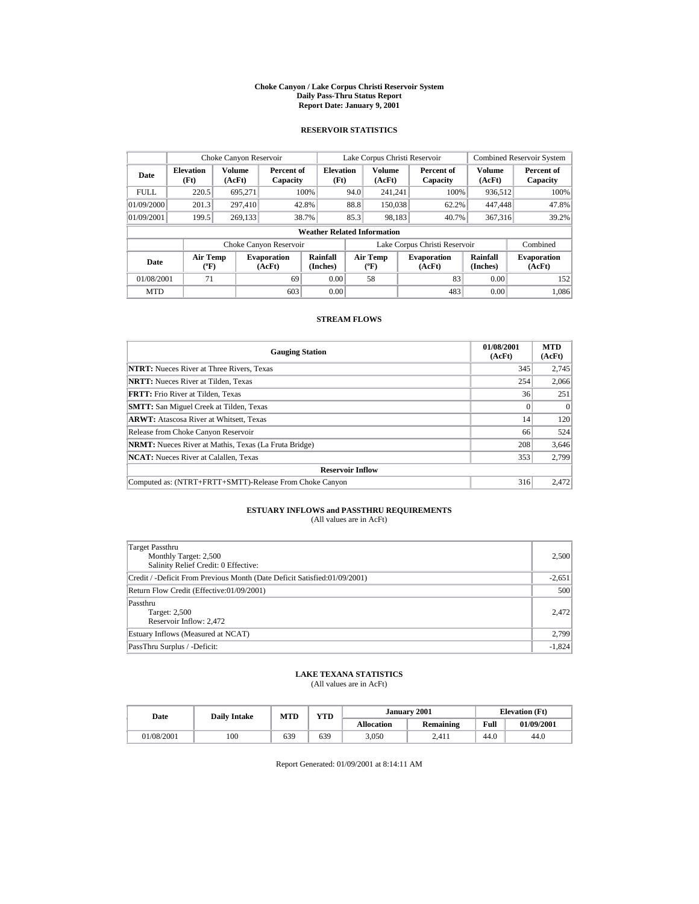# Choke Canyon / Lake Corpus Christi Reservoir System
## Daily Pass-Thru Status Report
## Report Date: January 9, 2001

### RESERVOIR STATISTICS

| | Choke Canyon Reservoir | | | Lake Corpus Christi Reservoir | | | Combined Reservoir System | |
|---|---|---|---|---|---|---|---|---|
| Date | Elevation (Ft) | Volume (AcFt) | Percent of Capacity | Elevation (Ft) | Volume (AcFt) | Percent of Capacity | Volume (AcFt) | Percent of Capacity |
| FULL | 220.5 | 695,271 | 100% | 94.0 | 241,241 | 100% | 936,512 | 100% |
| 01/09/2000 | 201.3 | 297,410 | 42.8% | 88.8 | 150,038 | 62.2% | 447,448 | 47.8% |
| 01/09/2001 | 199.5 | 269,133 | 38.7% | 85.3 | 98,183 | 40.7% | 367,316 | 39.2% |

**Weather Related Information**

| | Choke Canyon Reservoir | | | Lake Corpus Christi Reservoir | | | Combined |
|---|---|---|---|---|---|---|---|
| Date | Air Temp (ºF) | Evaporation (AcFt) | Rainfall (Inches) | Air Temp (ºF) | Evaporation (AcFt) | Rainfall (Inches) | Evaporation (AcFt) |
| 01/08/2001 | 71 | 69 | 0.00 | 58 | 83 | 0.00 | 152 |
| MTD | | 603 | 0.00 | | 483 | 0.00 | 1,086 |

### STREAM FLOWS

| Gauging Station | 01/08/2001 (AcFt) | MTD (AcFt) |
|---|---|---|
| **NTRT:** Nueces River at Three Rivers, Texas | 345 | 2,745 |
| **NRTT:** Nueces River at Tilden, Texas | 254 | 2,066 |
| **FRTT:** Frio River at Tilden, Texas | 36 | 251 |
| **SMTT:** San Miguel Creek at Tilden, Texas | 0 | 0 |
| **ARWT:** Atascosa River at Whitsett, Texas | 14 | 120 |
| Release from Choke Canyon Reservoir | 66 | 524 |
| **NRMT:** Nueces River at Mathis, Texas (La Fruta Bridge) | 208 | 3,646 |
| **NCAT:** Nueces River at Calallen, Texas | 353 | 2,799 |
| **Reservoir Inflow** | | |
| Computed as: (NTRT+FRTT+SMTT)-Release From Choke Canyon | 316 | 2,472 |

### ESTUARY INFLOWS and PASSTHRU REQUIREMENTS
(All values are in AcFt)

| | |
|---|---|
| Target Passthru<br>Monthly Target: 2,500<br>Salinity Relief Credit: 0 Effective: | 2,500 |
| Credit / -Deficit From Previous Month (Date Deficit Satisfied:01/09/2001) | -2,651 |
| Return Flow Credit (Effective:01/09/2001) | 500 |
| Passthru<br>Target: 2,500<br>Reservoir Inflow: 2,472 | 2,472 |
| Estuary Inflows (Measured at NCAT) | 2,799 |
| PassThru Surplus / -Deficit: | -1,824 |

### LAKE TEXANA STATISTICS
(All values are in AcFt)

| Date | Daily Intake | MTD | YTD | January 2001 | | Elevation (Ft) | |
|---|---|---|---|---|---|---|---|
| | | | | Allocation | Remaining | Full | 01/09/2001 |
| 01/08/2001 | 100 | 639 | 639 | 3,050 | 2,411 | 44.0 | 44.0 |

Report Generated: 01/09/2001 at 8:14:11 AM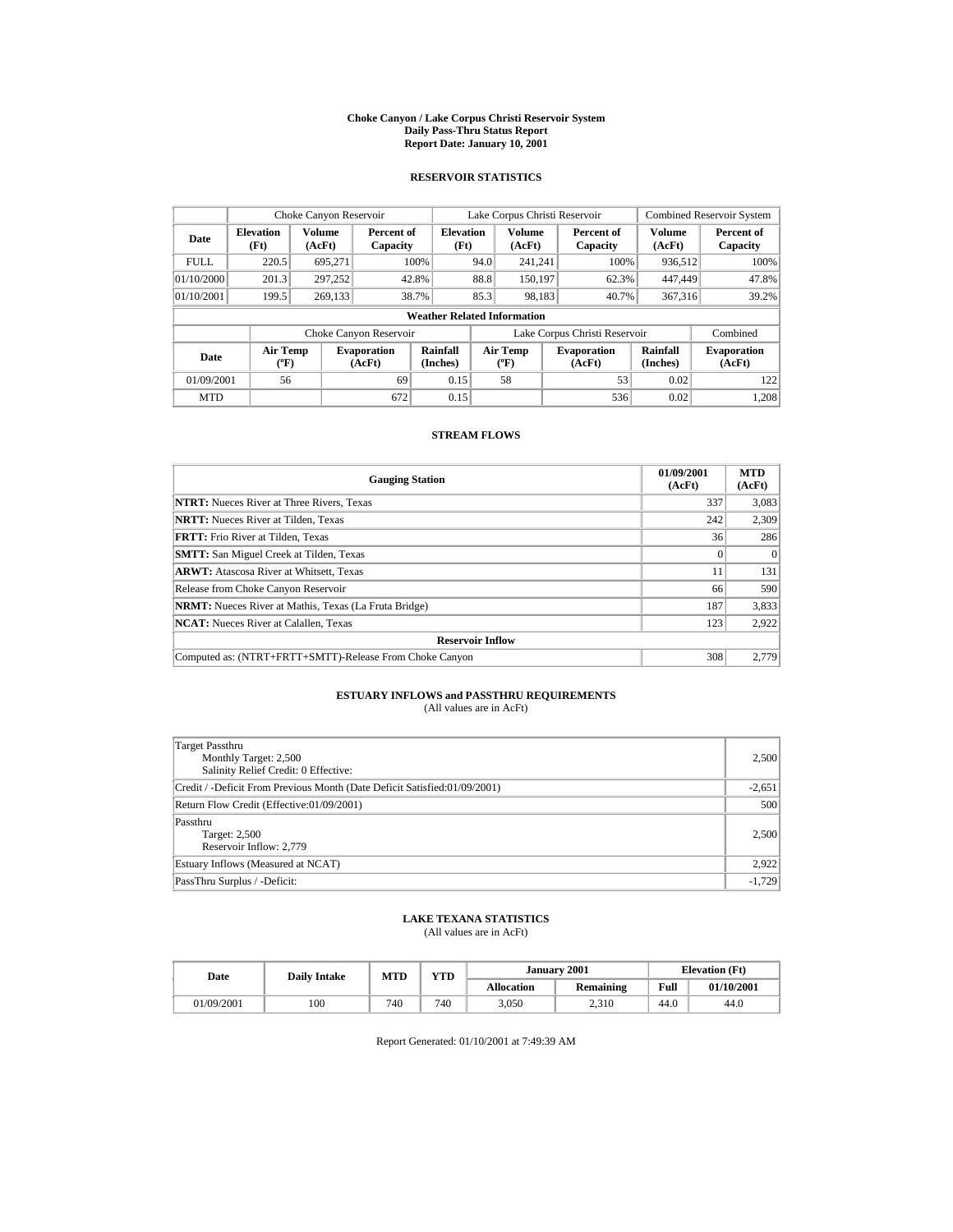# Choke Canyon / Lake Corpus Christi Reservoir System
## Daily Pass-Thru Status Report
## Report Date: January 10, 2001

### RESERVOIR STATISTICS

| | Choke Canyon Reservoir | | | Lake Corpus Christi Reservoir | | | Combined Reservoir System | |
|---|---|---|---|---|---|---|---|---|
| Date | Elevation (Ft) | Volume (AcFt) | Percent of Capacity | Elevation (Ft) | Volume (AcFt) | Percent of Capacity | Volume (AcFt) | Percent of Capacity |
| FULL | 220.5 | 695,271 | 100% | 94.0 | 241,241 | 100% | 936,512 | 100% |
| 01/10/2000 | 201.3 | 297,252 | 42.8% | 88.8 | 150,197 | 62.3% | 447,449 | 47.8% |
| 01/10/2001 | 199.5 | 269,133 | 38.7% | 85.3 | 98,183 | 40.7% | 367,316 | 39.2% |

**Weather Related Information**

| | Choke Canyon Reservoir | | | Lake Corpus Christi Reservoir | | | Combined |
|---|---|---|---|---|---|---|---|
| Date | Air Temp (ºF) | Evaporation (AcFt) | Rainfall (Inches) | Air Temp (ºF) | Evaporation (AcFt) | Rainfall (Inches) | Evaporation (AcFt) |
| 01/09/2001 | 56 | 69 | 0.15 | 58 | 53 | 0.02 | 122 |
| MTD | | 672 | 0.15 | | 536 | 0.02 | 1,208 |

### STREAM FLOWS

| Gauging Station | 01/09/2001 (AcFt) | MTD (AcFt) |
|---|---|---|
| **NTRT:** Nueces River at Three Rivers, Texas | 337 | 3,083 |
| **NRTT:** Nueces River at Tilden, Texas | 242 | 2,309 |
| **FRTT:** Frio River at Tilden, Texas | 36 | 286 |
| **SMTT:** San Miguel Creek at Tilden, Texas | 0 | 0 |
| **ARWT:** Atascosa River at Whitsett, Texas | 11 | 131 |
| Release from Choke Canyon Reservoir | 66 | 590 |
| **NRMT:** Nueces River at Mathis, Texas (La Fruta Bridge) | 187 | 3,833 |
| **NCAT:** Nueces River at Calallen, Texas | 123 | 2,922 |
| **Reservoir Inflow** | | |
| Computed as: (NTRT+FRTT+SMTT)-Release From Choke Canyon | 308 | 2,779 |

### ESTUARY INFLOWS and PASSTHRU REQUIREMENTS
(All values are in AcFt)

| | |
|---|---|
| Target Passthru<br>Monthly Target: 2,500<br>Salinity Relief Credit: 0 Effective: | 2,500 |
| Credit / -Deficit From Previous Month (Date Deficit Satisfied:01/09/2001) | -2,651 |
| Return Flow Credit (Effective:01/09/2001) | 500 |
| Passthru<br>Target: 2,500<br>Reservoir Inflow: 2,779 | 2,500 |
| Estuary Inflows (Measured at NCAT) | 2,922 |
| PassThru Surplus / -Deficit: | -1,729 |

### LAKE TEXANA STATISTICS
(All values are in AcFt)

| Date | Daily Intake | MTD | YTD | January 2001 | | Elevation (Ft) | |
|---|---|---|---|---|---|---|---|
| | | | | Allocation | Remaining | Full | 01/10/2001 |
| 01/09/2001 | 100 | 740 | 740 | 3,050 | 2,310 | 44.0 | 44.0 |

Report Generated: 01/10/2001 at 7:49:39 AM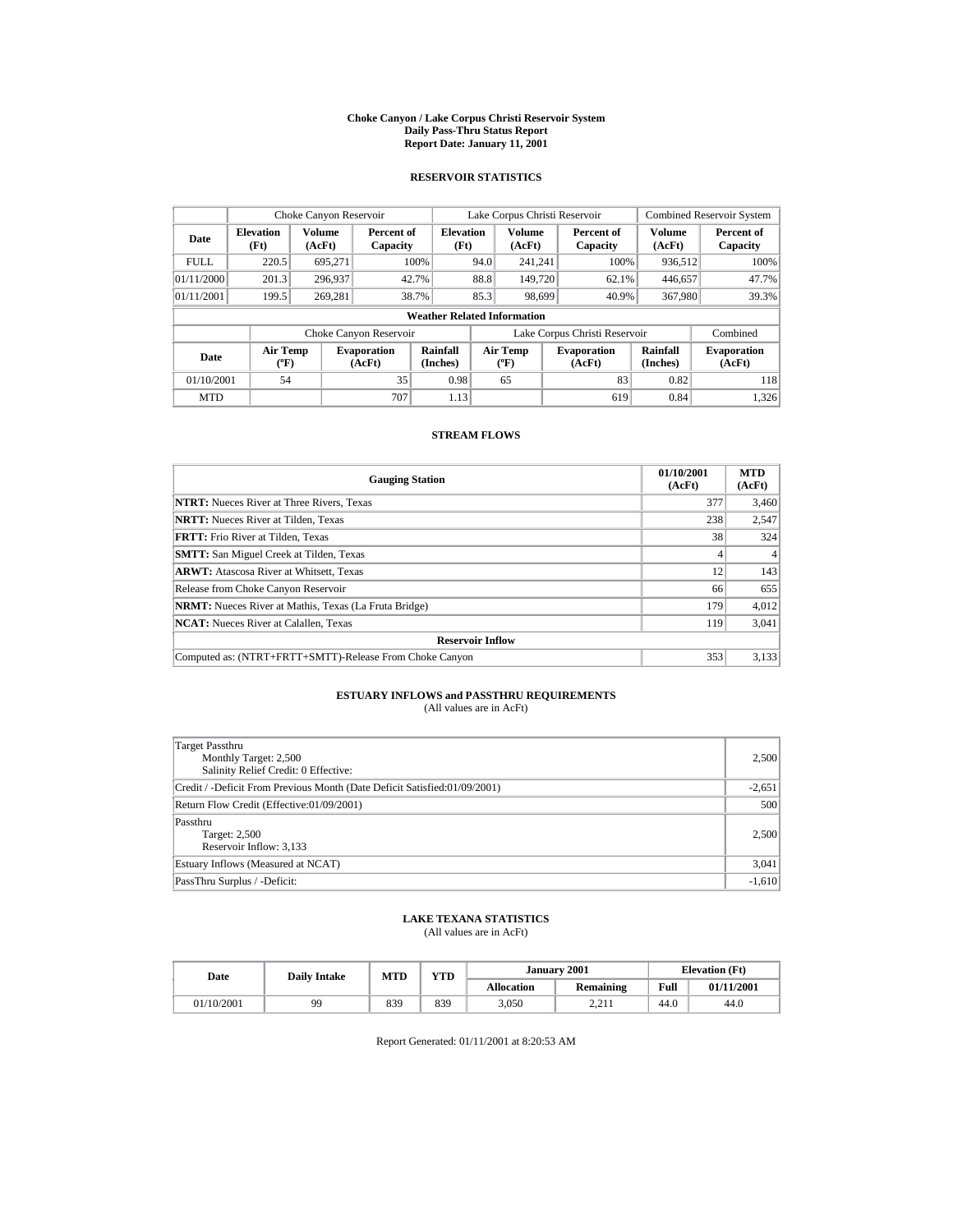# Choke Canyon / Lake Corpus Christi Reservoir System
## Daily Pass-Thru Status Report
## Report Date: January 11, 2001

### RESERVOIR STATISTICS

| | Choke Canyon Reservoir | | | Lake Corpus Christi Reservoir | | | Combined Reservoir System | |
|---|---|---|---|---|---|---|---|---|
| Date | Elevation (Ft) | Volume (AcFt) | Percent of Capacity | Elevation (Ft) | Volume (AcFt) | Percent of Capacity | Volume (AcFt) | Percent of Capacity |
| FULL | 220.5 | 695,271 | 100% | 94.0 | 241,241 | 100% | 936,512 | 100% |
| 01/11/2000 | 201.3 | 296,937 | 42.7% | 88.8 | 149,720 | 62.1% | 446,657 | 47.7% |
| 01/11/2001 | 199.5 | 269,281 | 38.7% | 85.3 | 98,699 | 40.9% | 367,980 | 39.3% |

**Weather Related Information**

| | Choke Canyon Reservoir | | | Lake Corpus Christi Reservoir | | | Combined |
|---|---|---|---|---|---|---|---|
| Date | Air Temp (ºF) | Evaporation (AcFt) | Rainfall (Inches) | Air Temp (ºF) | Evaporation (AcFt) | Rainfall (Inches) | Evaporation (AcFt) |
| 01/10/2001 | 54 | 35 | 0.98 | 65 | 83 | 0.82 | 118 |
| MTD | | 707 | 1.13 | | 619 | 0.84 | 1,326 |

### STREAM FLOWS

| Gauging Station | 01/10/2001 (AcFt) | MTD (AcFt) |
|---|---|---|
| **NTRT:** Nueces River at Three Rivers, Texas | 377 | 3,460 |
| **NRTT:** Nueces River at Tilden, Texas | 238 | 2,547 |
| **FRTT:** Frio River at Tilden, Texas | 38 | 324 |
| **SMTT:** San Miguel Creek at Tilden, Texas | 4 | 4 |
| **ARWT:** Atascosa River at Whitsett, Texas | 12 | 143 |
| Release from Choke Canyon Reservoir | 66 | 655 |
| **NRMT:** Nueces River at Mathis, Texas (La Fruta Bridge) | 179 | 4,012 |
| **NCAT:** Nueces River at Calallen, Texas | 119 | 3,041 |
| **Reservoir Inflow** | | |
| Computed as: (NTRT+FRTT+SMTT)-Release From Choke Canyon | 353 | 3,133 |

### ESTUARY INFLOWS and PASSTHRU REQUIREMENTS
(All values are in AcFt)

| | |
|---|---|
| Target Passthru<br>Monthly Target: 2,500<br>Salinity Relief Credit: 0 Effective: | 2,500 |
| Credit / -Deficit From Previous Month (Date Deficit Satisfied:01/09/2001) | -2,651 |
| Return Flow Credit (Effective:01/09/2001) | 500 |
| Passthru<br>Target: 2,500<br>Reservoir Inflow: 3,133 | 2,500 |
| Estuary Inflows (Measured at NCAT) | 3,041 |
| PassThru Surplus / -Deficit: | -1,610 |

### LAKE TEXANA STATISTICS
(All values are in AcFt)

| Date | Daily Intake | MTD | YTD | January 2001 | | Elevation (Ft) | |
|---|---|---|---|---|---|---|---|
| | | | | Allocation | Remaining | Full | 01/11/2001 |
| 01/10/2001 | 99 | 839 | 839 | 3,050 | 2,211 | 44.0 | 44.0 |

Report Generated: 01/11/2001 at 8:20:53 AM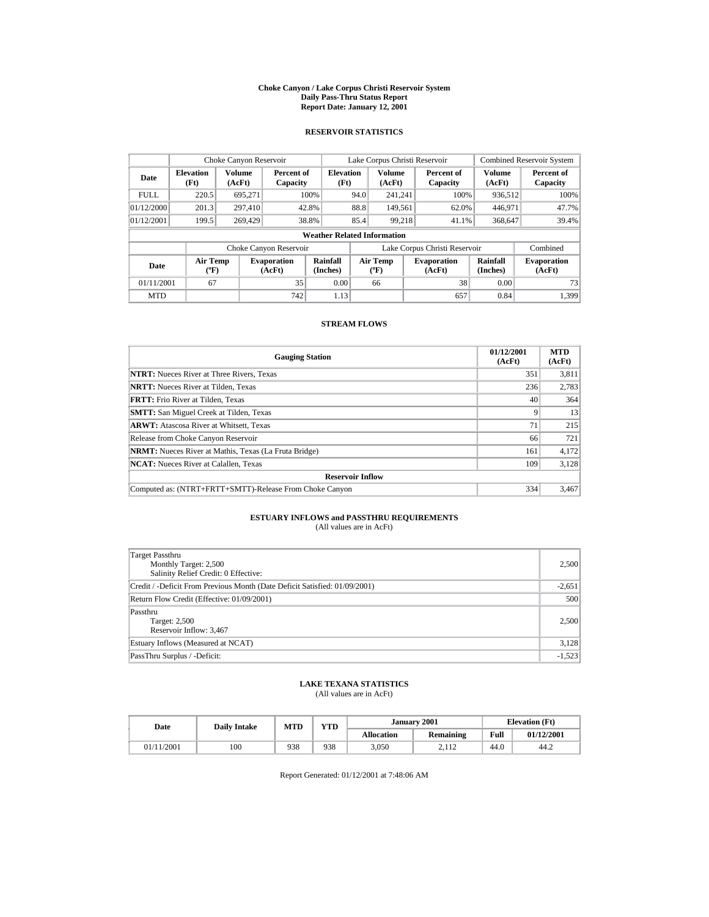# Choke Canyon / Lake Corpus Christi Reservoir System
## Daily Pass-Thru Status Report
## Report Date: January 12, 2001

### RESERVOIR STATISTICS

| | Choke Canyon Reservoir | | | Lake Corpus Christi Reservoir | | | Combined Reservoir System | |
|---|---|---|---|---|---|---|---|---|
| Date | Elevation (Ft) | Volume (AcFt) | Percent of Capacity | Elevation (Ft) | Volume (AcFt) | Percent of Capacity | Volume (AcFt) | Percent of Capacity |
| FULL | 220.5 | 695,271 | 100% | 94.0 | 241,241 | 100% | 936,512 | 100% |
| 01/12/2000 | 201.3 | 297,410 | 42.8% | 88.8 | 149,561 | 62.0% | 446,971 | 47.7% |
| 01/12/2001 | 199.5 | 269,429 | 38.8% | 85.4 | 99,218 | 41.1% | 368,647 | 39.4% |

**Weather Related Information**

| | Choke Canyon Reservoir | | | Lake Corpus Christi Reservoir | | | Combined |
|---|---|---|---|---|---|---|---|
| Date | Air Temp (ºF) | Evaporation (AcFt) | Rainfall (Inches) | Air Temp (ºF) | Evaporation (AcFt) | Rainfall (Inches) | Evaporation (AcFt) |
| 01/11/2001 | 67 | 35 | 0.00 | 66 | 38 | 0.00 | 73 |
| MTD | | 742 | 1.13 | | 657 | 0.84 | 1,399 |

### STREAM FLOWS

| Gauging Station | 01/12/2001 (AcFt) | MTD (AcFt) |
|---|---|---|
| **NTRT:** Nueces River at Three Rivers, Texas | 351 | 3,811 |
| **NRTT:** Nueces River at Tilden, Texas | 236 | 2,783 |
| **FRTT:** Frio River at Tilden, Texas | 40 | 364 |
| **SMTT:** San Miguel Creek at Tilden, Texas | 9 | 13 |
| **ARWT:** Atascosa River at Whitsett, Texas | 71 | 215 |
| Release from Choke Canyon Reservoir | 66 | 721 |
| **NRMT:** Nueces River at Mathis, Texas (La Fruta Bridge) | 161 | 4,172 |
| **NCAT:** Nueces River at Calallen, Texas | 109 | 3,128 |
| **Reservoir Inflow** | | |
| Computed as: (NTRT+FRTT+SMTT)-Release From Choke Canyon | 334 | 3,467 |

### ESTUARY INFLOWS and PASSTHRU REQUIREMENTS
(All values are in AcFt)

| | |
|---|---|
| Target Passthru<br>Monthly Target: 2,500<br>Salinity Relief Credit: 0 Effective: | 2,500 |
| Credit / -Deficit From Previous Month (Date Deficit Satisfied: 01/09/2001) | -2,651 |
| Return Flow Credit (Effective: 01/09/2001) | 500 |
| Passthru<br>Target: 2,500<br>Reservoir Inflow: 3,467 | 2,500 |
| Estuary Inflows (Measured at NCAT) | 3,128 |
| PassThru Surplus / -Deficit: | -1,523 |

### LAKE TEXANA STATISTICS
(All values are in AcFt)

| Date | Daily Intake | MTD | YTD | January 2001 | | Elevation (Ft) | |
|---|---|---|---|---|---|---|---|
| | | | | Allocation | Remaining | Full | 01/12/2001 |
| 01/11/2001 | 100 | 938 | 938 | 3,050 | 2,112 | 44.0 | 44.2 |

Report Generated: 01/12/2001 at 7:48:06 AM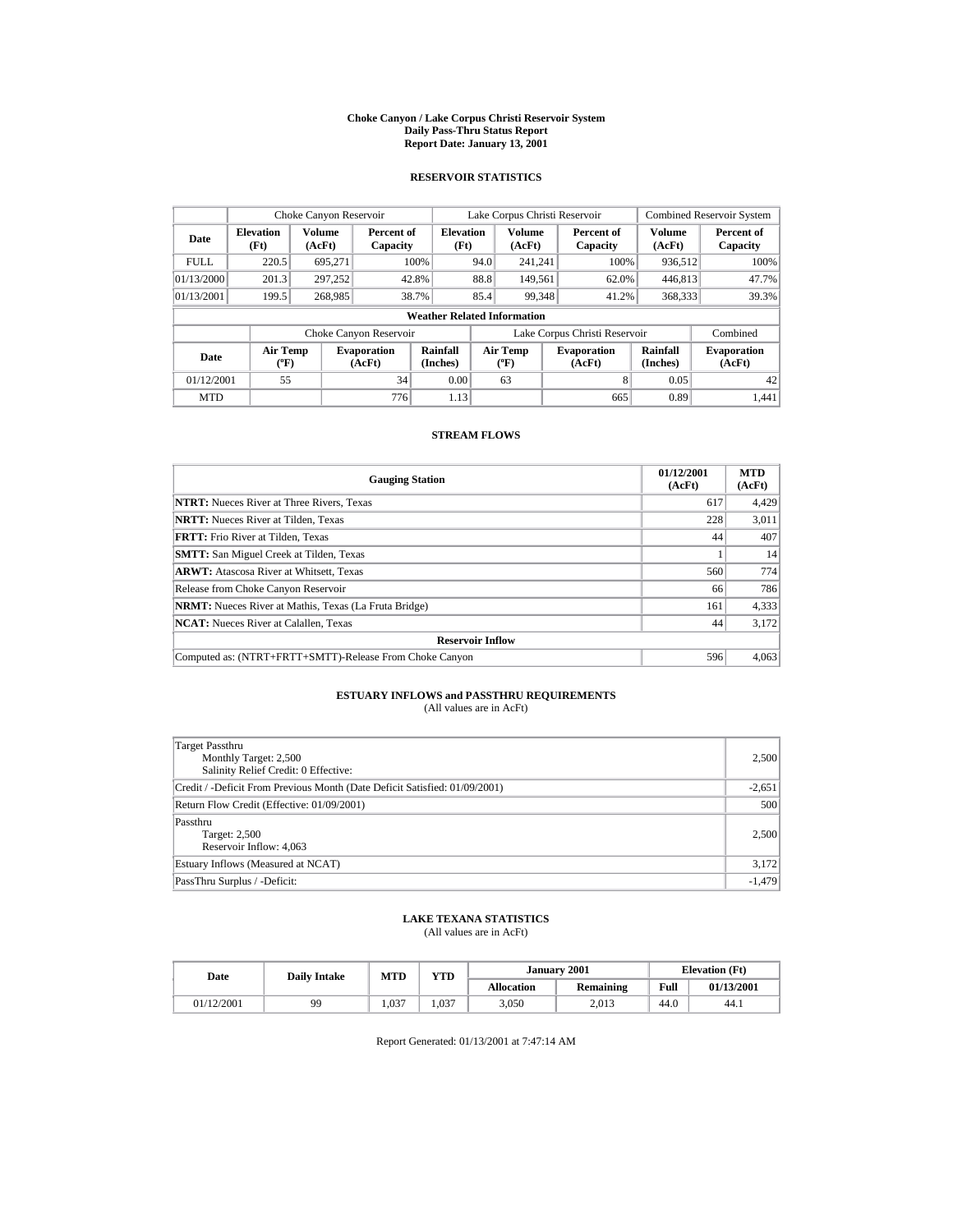# Choke Canyon / Lake Corpus Christi Reservoir System
## Daily Pass-Thru Status Report
## Report Date: January 13, 2001

### RESERVOIR STATISTICS

| | Choke Canyon Reservoir | | | Lake Corpus Christi Reservoir | | | Combined Reservoir System | |
|---|---|---|---|---|---|---|---|---|
| **Date** | **Elevation (Ft)** | **Volume (AcFt)** | **Percent of Capacity** | **Elevation (Ft)** | **Volume (AcFt)** | **Percent of Capacity** | **Volume (AcFt)** | **Percent of Capacity** |
| FULL | 220.5 | 695,271 | 100% | 94.0 | 241,241 | 100% | 936,512 | 100% |
| 01/13/2000 | 201.3 | 297,252 | 42.8% | 88.8 | 149,561 | 62.0% | 446,813 | 47.7% |
| 01/13/2001 | 199.5 | 268,985 | 38.7% | 85.4 | 99,348 | 41.2% | 368,333 | 39.3% |

**Weather Related Information**

| | Choke Canyon Reservoir | | | Lake Corpus Christi Reservoir | | | Combined |
|---|---|---|---|---|---|---|---|
| **Date** | **Air Temp (ºF)** | **Evaporation (AcFt)** | **Rainfall (Inches)** | **Air Temp (ºF)** | **Evaporation (AcFt)** | **Rainfall (Inches)** | **Evaporation (AcFt)** |
| 01/12/2001 | 55 | 34 | 0.00 | 63 | 8 | 0.05 | 42 |
| MTD | | 776 | 1.13 | | 665 | 0.89 | 1,441 |

### STREAM FLOWS

| Gauging Station | 01/12/2001 (AcFt) | MTD (AcFt) |
|---|---|---|
| **NTRT:** Nueces River at Three Rivers, Texas | 617 | 4,429 |
| **NRTT:** Nueces River at Tilden, Texas | 228 | 3,011 |
| **FRTT:** Frio River at Tilden, Texas | 44 | 407 |
| **SMTT:** San Miguel Creek at Tilden, Texas | 1 | 14 |
| **ARWT:** Atascosa River at Whitsett, Texas | 560 | 774 |
| Release from Choke Canyon Reservoir | 66 | 786 |
| **NRMT:** Nueces River at Mathis, Texas (La Fruta Bridge) | 161 | 4,333 |
| **NCAT:** Nueces River at Calallen, Texas | 44 | 3,172 |
| **Reservoir Inflow** | | |
| Computed as: (NTRT+FRTT+SMTT)-Release From Choke Canyon | 596 | 4,063 |

### ESTUARY INFLOWS and PASSTHRU REQUIREMENTS
(All values are in AcFt)

| | |
|---|---|
| Target Passthru<br>Monthly Target: 2,500<br>Salinity Relief Credit: 0 Effective: | 2,500 |
| Credit / -Deficit From Previous Month (Date Deficit Satisfied: 01/09/2001) | -2,651 |
| Return Flow Credit (Effective: 01/09/2001) | 500 |
| Passthru<br>Target: 2,500<br>Reservoir Inflow: 4,063 | 2,500 |
| Estuary Inflows (Measured at NCAT) | 3,172 |
| PassThru Surplus / -Deficit: | -1,479 |

### LAKE TEXANA STATISTICS
(All values are in AcFt)

| Date | Daily Intake | MTD | YTD | January 2001 | | Elevation (Ft) | |
|---|---|---|---|---|---|---|---|
| | | | | **Allocation** | **Remaining** | **Full** | **01/13/2001** |
| 01/12/2001 | 99 | 1,037 | 1,037 | 3,050 | 2,013 | 44.0 | 44.1 |

Report Generated: 01/13/2001 at 7:47:14 AM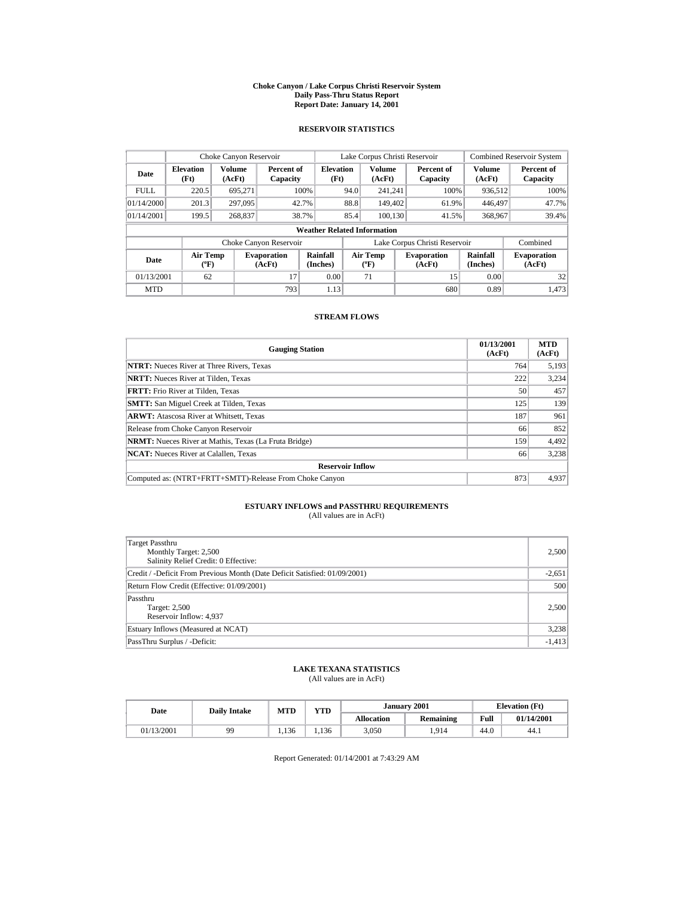# Choke Canyon / Lake Corpus Christi Reservoir System
## Daily Pass-Thru Status Report
## Report Date: January 14, 2001

### RESERVOIR STATISTICS

| | Choke Canyon Reservoir | | | Lake Corpus Christi Reservoir | | | Combined Reservoir System | |
|---|---|---|---|---|---|---|---|---|
| Date | Elevation (Ft) | Volume (AcFt) | Percent of Capacity | Elevation (Ft) | Volume (AcFt) | Percent of Capacity | Volume (AcFt) | Percent of Capacity |
| FULL | 220.5 | 695,271 | 100% | 94.0 | 241,241 | 100% | 936,512 | 100% |
| 01/14/2000 | 201.3 | 297,095 | 42.7% | 88.8 | 149,402 | 61.9% | 446,497 | 47.7% |
| 01/14/2001 | 199.5 | 268,837 | 38.7% | 85.4 | 100,130 | 41.5% | 368,967 | 39.4% |

**Weather Related Information**

| | Choke Canyon Reservoir | | | Lake Corpus Christi Reservoir | | | Combined |
|---|---|---|---|---|---|---|---|
| Date | Air Temp (ºF) | Evaporation (AcFt) | Rainfall (Inches) | Air Temp (ºF) | Evaporation (AcFt) | Rainfall (Inches) | Evaporation (AcFt) |
| 01/13/2001 | 62 | 17 | 0.00 | 71 | 15 | 0.00 | 32 |
| MTD | | 793 | 1.13 | | 680 | 0.89 | 1,473 |

### STREAM FLOWS

| Gauging Station | 01/13/2001 (AcFt) | MTD (AcFt) |
|---|---|---|
| **NTRT:** Nueces River at Three Rivers, Texas | 764 | 5,193 |
| **NRTT:** Nueces River at Tilden, Texas | 222 | 3,234 |
| **FRTT:** Frio River at Tilden, Texas | 50 | 457 |
| **SMTT:** San Miguel Creek at Tilden, Texas | 125 | 139 |
| **ARWT:** Atascosa River at Whitsett, Texas | 187 | 961 |
| Release from Choke Canyon Reservoir | 66 | 852 |
| **NRMT:** Nueces River at Mathis, Texas (La Fruta Bridge) | 159 | 4,492 |
| **NCAT:** Nueces River at Calallen, Texas | 66 | 3,238 |
| **Reservoir Inflow** | | |
| Computed as: (NTRT+FRTT+SMTT)-Release From Choke Canyon | 873 | 4,937 |

### ESTUARY INFLOWS and PASSTHRU REQUIREMENTS
(All values are in AcFt)

| | |
|---|---|
| Target Passthru<br>Monthly Target: 2,500<br>Salinity Relief Credit: 0 Effective: | 2,500 |
| Credit / -Deficit From Previous Month (Date Deficit Satisfied: 01/09/2001) | -2,651 |
| Return Flow Credit (Effective: 01/09/2001) | 500 |
| Passthru<br>Target: 2,500<br>Reservoir Inflow: 4,937 | 2,500 |
| Estuary Inflows (Measured at NCAT) | 3,238 |
| PassThru Surplus / -Deficit: | -1,413 |

### LAKE TEXANA STATISTICS
(All values are in AcFt)

| Date | Daily Intake | MTD | YTD | January 2001 | | Elevation (Ft) | |
|---|---|---|---|---|---|---|---|
| | | | | Allocation | Remaining | Full | 01/14/2001 |
| 01/13/2001 | 99 | 1,136 | 1,136 | 3,050 | 1,914 | 44.0 | 44.1 |

Report Generated: 01/14/2001 at 7:43:29 AM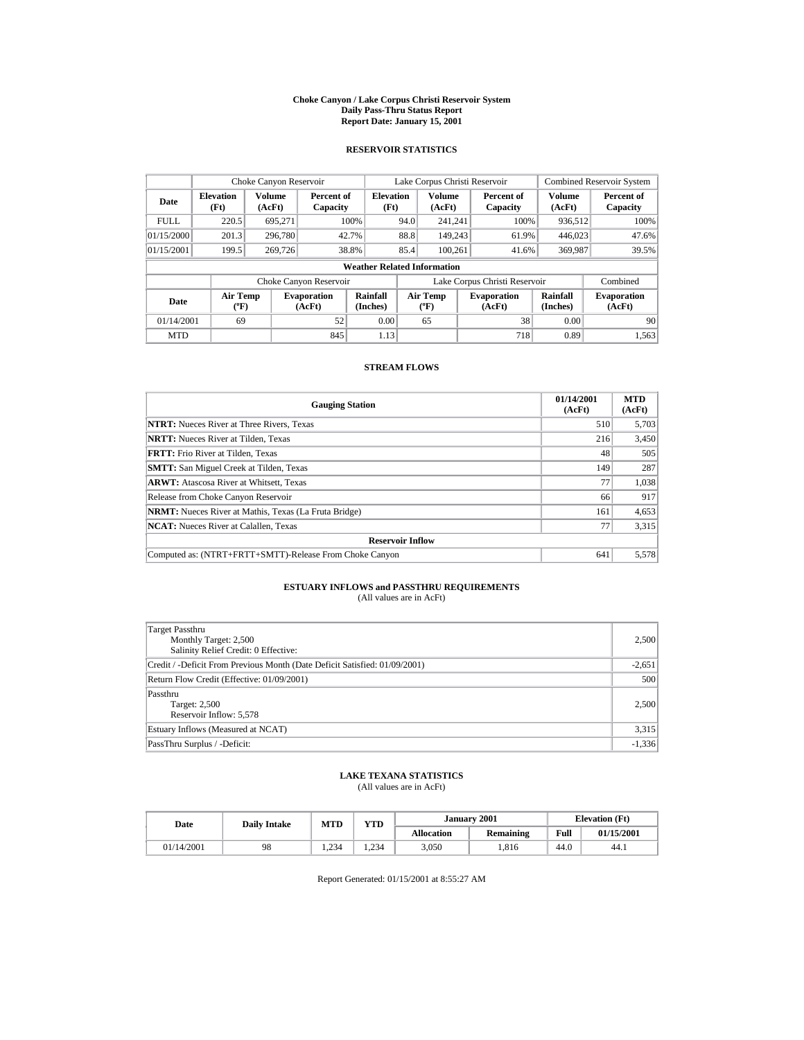# Choke Canyon / Lake Corpus Christi Reservoir System
## Daily Pass-Thru Status Report
## Report Date: January 15, 2001

### RESERVOIR STATISTICS

| | Choke Canyon Reservoir | | | Lake Corpus Christi Reservoir | | | Combined Reservoir System | |
|---|---|---|---|---|---|---|---|---|
| Date | Elevation (Ft) | Volume (AcFt) | Percent of Capacity | Elevation (Ft) | Volume (AcFt) | Percent of Capacity | Volume (AcFt) | Percent of Capacity |
| FULL | 220.5 | 695,271 | 100% | 94.0 | 241,241 | 100% | 936,512 | 100% |
| 01/15/2000 | 201.3 | 296,780 | 42.7% | 88.8 | 149,243 | 61.9% | 446,023 | 47.6% |
| 01/15/2001 | 199.5 | 269,726 | 38.8% | 85.4 | 100,261 | 41.6% | 369,987 | 39.5% |

**Weather Related Information**

| | Choke Canyon Reservoir | | | Lake Corpus Christi Reservoir | | | Combined |
|---|---|---|---|---|---|---|---|
| Date | Air Temp (ºF) | Evaporation (AcFt) | Rainfall (Inches) | Air Temp (ºF) | Evaporation (AcFt) | Rainfall (Inches) | Evaporation (AcFt) |
| 01/14/2001 | 69 | 52 | 0.00 | 65 | 38 | 0.00 | 90 |
| MTD | | 845 | 1.13 | | 718 | 0.89 | 1,563 |

### STREAM FLOWS

| Gauging Station | 01/14/2001 (AcFt) | MTD (AcFt) |
|---|---|---|
| **NTRT:** Nueces River at Three Rivers, Texas | 510 | 5,703 |
| **NRTT:** Nueces River at Tilden, Texas | 216 | 3,450 |
| **FRTT:** Frio River at Tilden, Texas | 48 | 505 |
| **SMTT:** San Miguel Creek at Tilden, Texas | 149 | 287 |
| **ARWT:** Atascosa River at Whitsett, Texas | 77 | 1,038 |
| Release from Choke Canyon Reservoir | 66 | 917 |
| **NRMT:** Nueces River at Mathis, Texas (La Fruta Bridge) | 161 | 4,653 |
| **NCAT:** Nueces River at Calallen, Texas | 77 | 3,315 |
| **Reservoir Inflow** | | |
| Computed as: (NTRT+FRTT+SMTT)-Release From Choke Canyon | 641 | 5,578 |

### ESTUARY INFLOWS and PASSTHRU REQUIREMENTS
(All values are in AcFt)

| | |
|---|---|
| Target Passthru<br>Monthly Target: 2,500<br>Salinity Relief Credit: 0 Effective: | 2,500 |
| Credit / -Deficit From Previous Month (Date Deficit Satisfied: 01/09/2001) | -2,651 |
| Return Flow Credit (Effective: 01/09/2001) | 500 |
| Passthru<br>Target: 2,500<br>Reservoir Inflow: 5,578 | 2,500 |
| Estuary Inflows (Measured at NCAT) | 3,315 |
| PassThru Surplus / -Deficit: | -1,336 |

### LAKE TEXANA STATISTICS
(All values are in AcFt)

| Date | Daily Intake | MTD | YTD | January 2001 | | Elevation (Ft) | |
|---|---|---|---|---|---|---|---|
| | | | | Allocation | Remaining | Full | 01/15/2001 |
| 01/14/2001 | 98 | 1,234 | 1,234 | 3,050 | 1,816 | 44.0 | 44.1 |

Report Generated: 01/15/2001 at 8:55:27 AM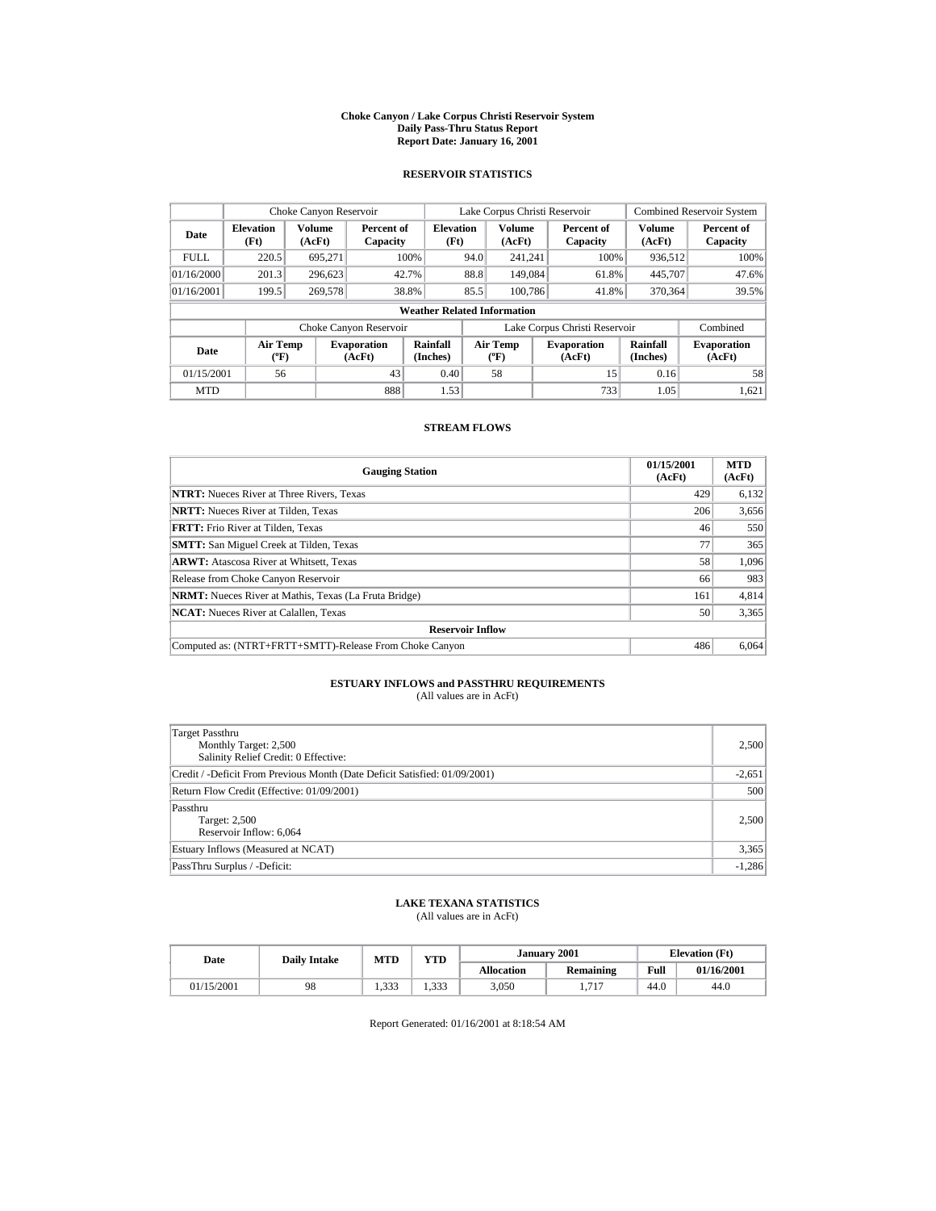**Choke Canyon / Lake Corpus Christi Reservoir System**
**Daily Pass-Thru Status Report**
**Report Date: January 16, 2001**

### RESERVOIR STATISTICS

| | Choke Canyon Reservoir | | | Lake Corpus Christi Reservoir | | | Combined Reservoir System | |
|---|---|---|---|---|---|---|---|---|
| **Date** | **Elevation (Ft)** | **Volume (AcFt)** | **Percent of Capacity** | **Elevation (Ft)** | **Volume (AcFt)** | **Percent of Capacity** | **Volume (AcFt)** | **Percent of Capacity** |
| FULL | 220.5 | 695,271 | 100% | 94.0 | 241,241 | 100% | 936,512 | 100% |
| 01/16/2000 | 201.3 | 296,623 | 42.7% | 88.8 | 149,084 | 61.8% | 445,707 | 47.6% |
| 01/16/2001 | 199.5 | 269,578 | 38.8% | 85.5 | 100,786 | 41.8% | 370,364 | 39.5% |

**Weather Related Information**

| | Choke Canyon Reservoir | | | Lake Corpus Christi Reservoir | | | Combined |
|---|---|---|---|---|---|---|---|
| **Date** | **Air Temp (ºF)** | **Evaporation (AcFt)** | **Rainfall (Inches)** | **Air Temp (ºF)** | **Evaporation (AcFt)** | **Rainfall (Inches)** | **Evaporation (AcFt)** |
| 01/15/2001 | 56 | 43 | 0.40 | 58 | 15 | 0.16 | 58 |
| MTD | | 888 | 1.53 | | 733 | 1.05 | 1,621 |

### STREAM FLOWS

| Gauging Station | 01/15/2001 (AcFt) | MTD (AcFt) |
|---|---|---|
| **NTRT:** Nueces River at Three Rivers, Texas | 429 | 6,132 |
| **NRTT:** Nueces River at Tilden, Texas | 206 | 3,656 |
| **FRTT:** Frio River at Tilden, Texas | 46 | 550 |
| **SMTT:** San Miguel Creek at Tilden, Texas | 77 | 365 |
| **ARWT:** Atascosa River at Whitsett, Texas | 58 | 1,096 |
| Release from Choke Canyon Reservoir | 66 | 983 |
| **NRMT:** Nueces River at Mathis, Texas (La Fruta Bridge) | 161 | 4,814 |
| **NCAT:** Nueces River at Calallen, Texas | 50 | 3,365 |
| **Reservoir Inflow** | | |
| Computed as: (NTRT+FRTT+SMTT)-Release From Choke Canyon | 486 | 6,064 |

### ESTUARY INFLOWS and PASSTHRU REQUIREMENTS
(All values are in AcFt)

| | |
|---|---|
| Target Passthru<br>Monthly Target: 2,500<br>Salinity Relief Credit: 0 Effective: | 2,500 |
| Credit / -Deficit From Previous Month (Date Deficit Satisfied: 01/09/2001) | -2,651 |
| Return Flow Credit (Effective: 01/09/2001) | 500 |
| Passthru<br>Target: 2,500<br>Reservoir Inflow: 6,064 | 2,500 |
| Estuary Inflows (Measured at NCAT) | 3,365 |
| PassThru Surplus / -Deficit: | -1,286 |

### LAKE TEXANA STATISTICS
(All values are in AcFt)

| Date | Daily Intake | MTD | YTD | January 2001 | | Elevation (Ft) | |
|---|---|---|---|---|---|---|---|
| | | | | **Allocation** | **Remaining** | **Full** | **01/16/2001** |
| 01/15/2001 | 98 | 1,333 | 1,333 | 3,050 | 1,717 | 44.0 | 44.0 |

Report Generated: 01/16/2001 at 8:18:54 AM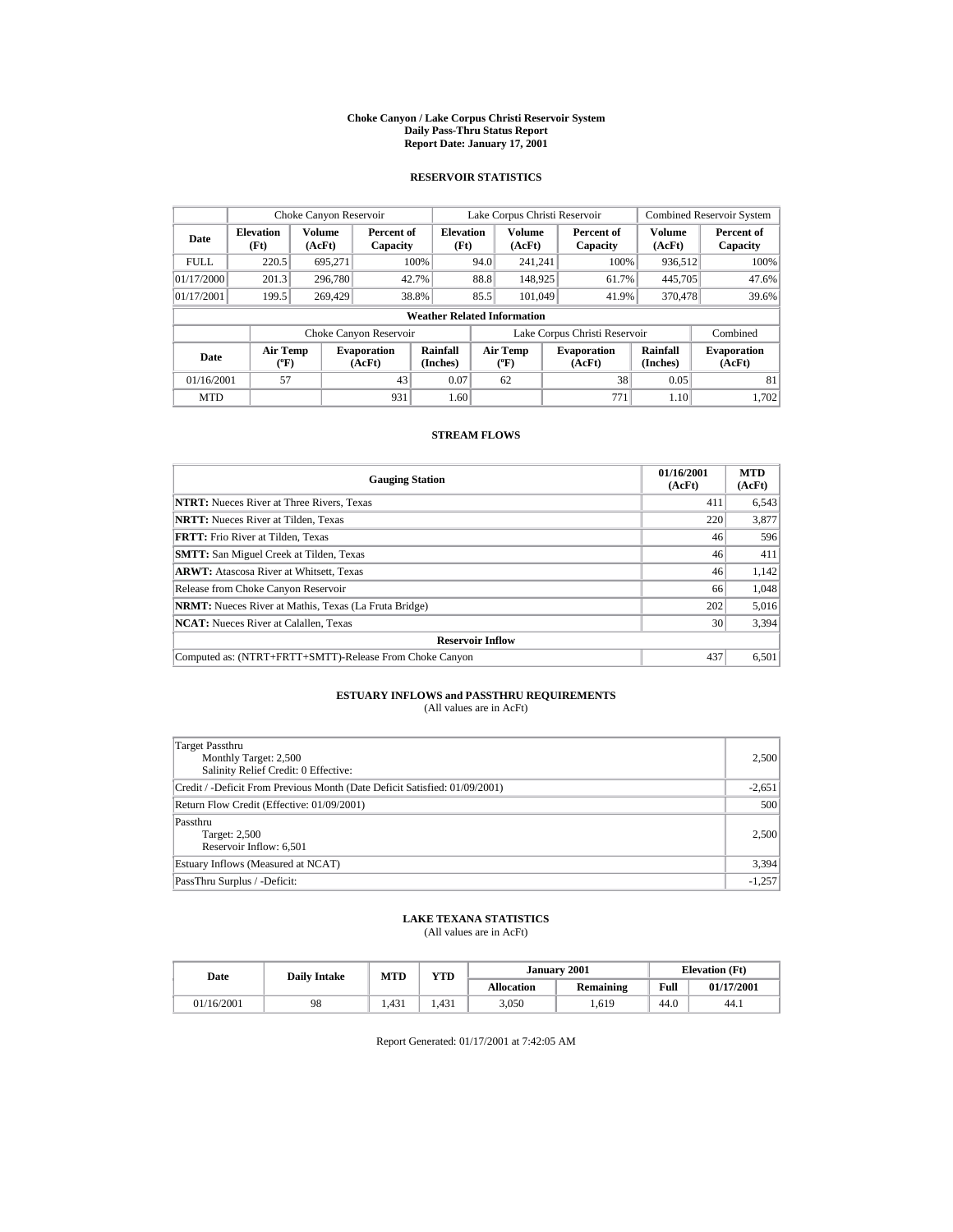# Choke Canyon / Lake Corpus Christi Reservoir System
## Daily Pass-Thru Status Report
## Report Date: January 17, 2001

### RESERVOIR STATISTICS

| | Choke Canyon Reservoir | | | Lake Corpus Christi Reservoir | | | Combined Reservoir System | |
|---|---|---|---|---|---|---|---|---|
| Date | Elevation (Ft) | Volume (AcFt) | Percent of Capacity | Elevation (Ft) | Volume (AcFt) | Percent of Capacity | Volume (AcFt) | Percent of Capacity |
| FULL | 220.5 | 695,271 | 100% | 94.0 | 241,241 | 100% | 936,512 | 100% |
| 01/17/2000 | 201.3 | 296,780 | 42.7% | 88.8 | 148,925 | 61.7% | 445,705 | 47.6% |
| 01/17/2001 | 199.5 | 269,429 | 38.8% | 85.5 | 101,049 | 41.9% | 370,478 | 39.6% |

**Weather Related Information**

| | Choke Canyon Reservoir | | | Lake Corpus Christi Reservoir | | | Combined |
|---|---|---|---|---|---|---|---|
| Date | Air Temp (ºF) | Evaporation (AcFt) | Rainfall (Inches) | Air Temp (ºF) | Evaporation (AcFt) | Rainfall (Inches) | Evaporation (AcFt) |
| 01/16/2001 | 57 | 43 | 0.07 | 62 | 38 | 0.05 | 81 |
| MTD | | 931 | 1.60 | | 771 | 1.10 | 1,702 |

### STREAM FLOWS

| Gauging Station | 01/16/2001 (AcFt) | MTD (AcFt) |
|---|---|---|
| **NTRT:** Nueces River at Three Rivers, Texas | 411 | 6,543 |
| **NRTT:** Nueces River at Tilden, Texas | 220 | 3,877 |
| **FRTT:** Frio River at Tilden, Texas | 46 | 596 |
| **SMTT:** San Miguel Creek at Tilden, Texas | 46 | 411 |
| **ARWT:** Atascosa River at Whitsett, Texas | 46 | 1,142 |
| Release from Choke Canyon Reservoir | 66 | 1,048 |
| **NRMT:** Nueces River at Mathis, Texas (La Fruta Bridge) | 202 | 5,016 |
| **NCAT:** Nueces River at Calallen, Texas | 30 | 3,394 |
| **Reservoir Inflow** | | |
| Computed as: (NTRT+FRTT+SMTT)-Release From Choke Canyon | 437 | 6,501 |

### ESTUARY INFLOWS and PASSTHRU REQUIREMENTS
(All values are in AcFt)

| | |
|---|---|
| Target Passthru<br>Monthly Target: 2,500<br>Salinity Relief Credit: 0 Effective: | 2,500 |
| Credit / -Deficit From Previous Month (Date Deficit Satisfied: 01/09/2001) | -2,651 |
| Return Flow Credit (Effective: 01/09/2001) | 500 |
| Passthru<br>Target: 2,500<br>Reservoir Inflow: 6,501 | 2,500 |
| Estuary Inflows (Measured at NCAT) | 3,394 |
| PassThru Surplus / -Deficit: | -1,257 |

### LAKE TEXANA STATISTICS
(All values are in AcFt)

| Date | Daily Intake | MTD | YTD | January 2001 | | Elevation (Ft) | |
|---|---|---|---|---|---|---|---|
| | | | | Allocation | Remaining | Full | 01/17/2001 |
| 01/16/2001 | 98 | 1,431 | 1,431 | 3,050 | 1,619 | 44.0 | 44.1 |

Report Generated: 01/17/2001 at 7:42:05 AM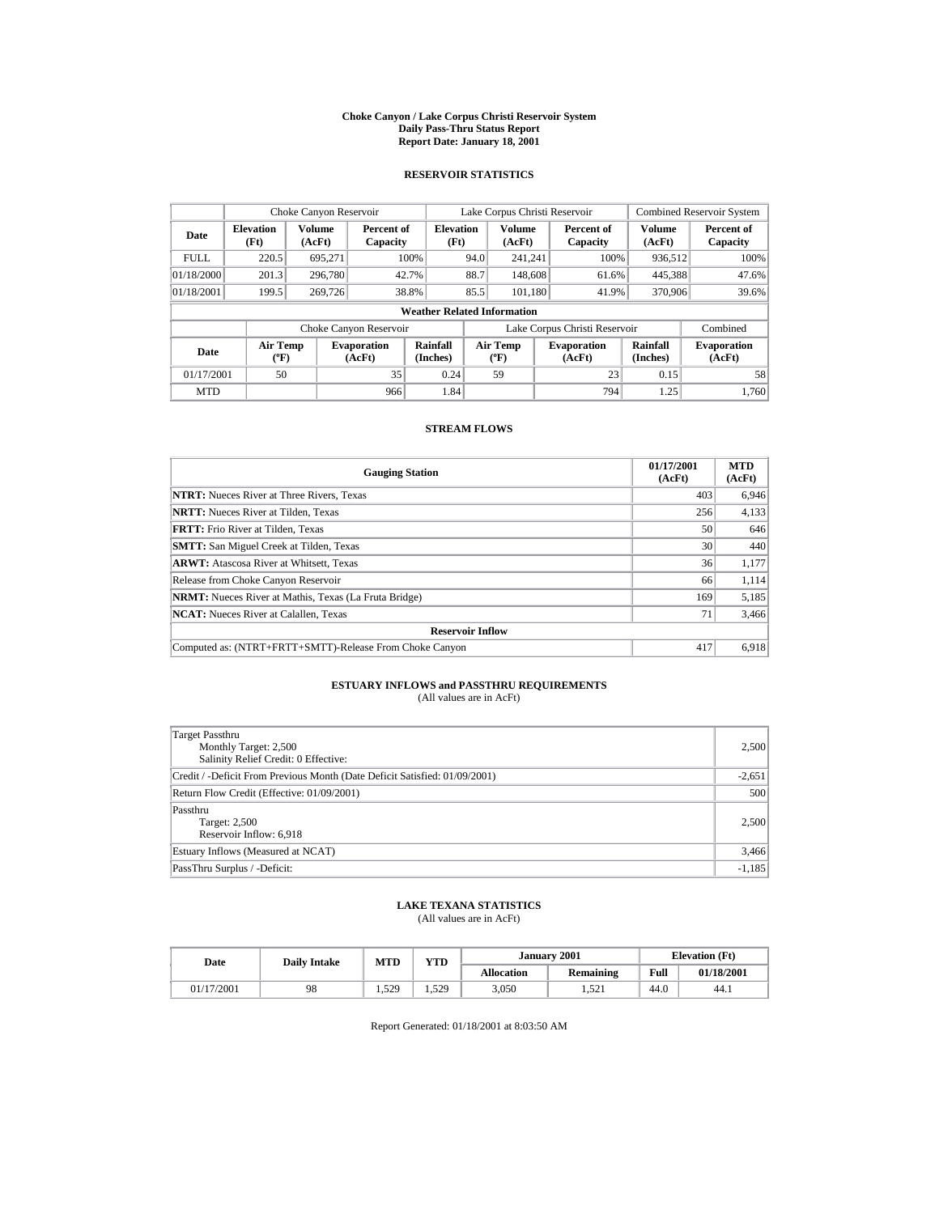# Choke Canyon / Lake Corpus Christi Reservoir System
## Daily Pass-Thru Status Report
## Report Date: January 18, 2001

### RESERVOIR STATISTICS

| | Choke Canyon Reservoir | | | Lake Corpus Christi Reservoir | | | Combined Reservoir System | |
|---|---|---|---|---|---|---|---|---|
| Date | Elevation (Ft) | Volume (AcFt) | Percent of Capacity | Elevation (Ft) | Volume (AcFt) | Percent of Capacity | Volume (AcFt) | Percent of Capacity |
| FULL | 220.5 | 695,271 | 100% | 94.0 | 241,241 | 100% | 936,512 | 100% |
| 01/18/2000 | 201.3 | 296,780 | 42.7% | 88.7 | 148,608 | 61.6% | 445,388 | 47.6% |
| 01/18/2001 | 199.5 | 269,726 | 38.8% | 85.5 | 101,180 | 41.9% | 370,906 | 39.6% |

**Weather Related Information**

| | Choke Canyon Reservoir | | | Lake Corpus Christi Reservoir | | | Combined |
|---|---|---|---|---|---|---|---|
| Date | Air Temp (ºF) | Evaporation (AcFt) | Rainfall (Inches) | Air Temp (ºF) | Evaporation (AcFt) | Rainfall (Inches) | Evaporation (AcFt) |
| 01/17/2001 | 50 | 35 | 0.24 | 59 | 23 | 0.15 | 58 |
| MTD | | 966 | 1.84 | | 794 | 1.25 | 1,760 |

### STREAM FLOWS

| Gauging Station | 01/17/2001 (AcFt) | MTD (AcFt) |
|---|---|---|
| **NTRT:** Nueces River at Three Rivers, Texas | 403 | 6,946 |
| **NRTT:** Nueces River at Tilden, Texas | 256 | 4,133 |
| **FRTT:** Frio River at Tilden, Texas | 50 | 646 |
| **SMTT:** San Miguel Creek at Tilden, Texas | 30 | 440 |
| **ARWT:** Atascosa River at Whitsett, Texas | 36 | 1,177 |
| Release from Choke Canyon Reservoir | 66 | 1,114 |
| **NRMT:** Nueces River at Mathis, Texas (La Fruta Bridge) | 169 | 5,185 |
| **NCAT:** Nueces River at Calallen, Texas | 71 | 3,466 |
| **Reservoir Inflow** | | |
| Computed as: (NTRT+FRTT+SMTT)-Release From Choke Canyon | 417 | 6,918 |

### ESTUARY INFLOWS and PASSTHRU REQUIREMENTS
(All values are in AcFt)

| | |
|---|---|
| Target Passthru<br>Monthly Target: 2,500<br>Salinity Relief Credit: 0 Effective: | 2,500 |
| Credit / -Deficit From Previous Month (Date Deficit Satisfied: 01/09/2001) | -2,651 |
| Return Flow Credit (Effective: 01/09/2001) | 500 |
| Passthru<br>Target: 2,500<br>Reservoir Inflow: 6,918 | 2,500 |
| Estuary Inflows (Measured at NCAT) | 3,466 |
| PassThru Surplus / -Deficit: | -1,185 |

### LAKE TEXANA STATISTICS
(All values are in AcFt)

| Date | Daily Intake | MTD | YTD | January 2001 | | Elevation (Ft) | |
|---|---|---|---|---|---|---|---|
| | | | | Allocation | Remaining | Full | 01/18/2001 |
| 01/17/2001 | 98 | 1,529 | 1,529 | 3,050 | 1,521 | 44.0 | 44.1 |

Report Generated: 01/18/2001 at 8:03:50 AM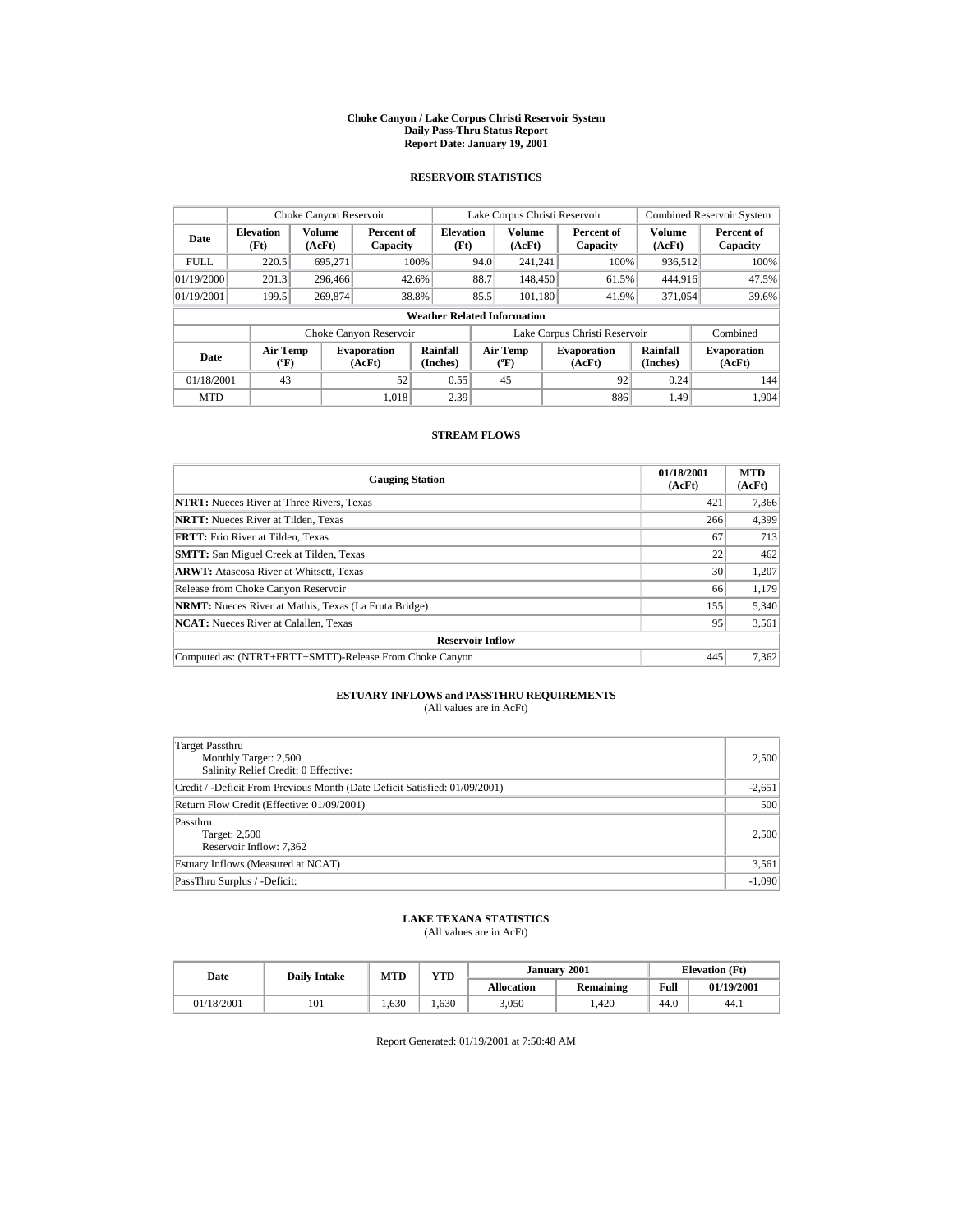# Choke Canyon / Lake Corpus Christi Reservoir System
## Daily Pass-Thru Status Report
## Report Date: January 19, 2001

### RESERVOIR STATISTICS

| | Choke Canyon Reservoir | | | Lake Corpus Christi Reservoir | | | Combined Reservoir System | |
|---|---|---|---|---|---|---|---|---|
| Date | Elevation (Ft) | Volume (AcFt) | Percent of Capacity | Elevation (Ft) | Volume (AcFt) | Percent of Capacity | Volume (AcFt) | Percent of Capacity |
| FULL | 220.5 | 695,271 | 100% | 94.0 | 241,241 | 100% | 936,512 | 100% |
| 01/19/2000 | 201.3 | 296,466 | 42.6% | 88.7 | 148,450 | 61.5% | 444,916 | 47.5% |
| 01/19/2001 | 199.5 | 269,874 | 38.8% | 85.5 | 101,180 | 41.9% | 371,054 | 39.6% |

**Weather Related Information**

| | Choke Canyon Reservoir | | | Lake Corpus Christi Reservoir | | | Combined |
|---|---|---|---|---|---|---|---|
| Date | Air Temp (ºF) | Evaporation (AcFt) | Rainfall (Inches) | Air Temp (ºF) | Evaporation (AcFt) | Rainfall (Inches) | Evaporation (AcFt) |
| 01/18/2001 | 43 | 52 | 0.55 | 45 | 92 | 0.24 | 144 |
| MTD | | 1,018 | 2.39 | | 886 | 1.49 | 1,904 |

### STREAM FLOWS

| Gauging Station | 01/18/2001 (AcFt) | MTD (AcFt) |
|---|---|---|
| **NTRT:** Nueces River at Three Rivers, Texas | 421 | 7,366 |
| **NRTT:** Nueces River at Tilden, Texas | 266 | 4,399 |
| **FRTT:** Frio River at Tilden, Texas | 67 | 713 |
| **SMTT:** San Miguel Creek at Tilden, Texas | 22 | 462 |
| **ARWT:** Atascosa River at Whitsett, Texas | 30 | 1,207 |
| Release from Choke Canyon Reservoir | 66 | 1,179 |
| **NRMT:** Nueces River at Mathis, Texas (La Fruta Bridge) | 155 | 5,340 |
| **NCAT:** Nueces River at Calallen, Texas | 95 | 3,561 |
| **Reservoir Inflow** | | |
| Computed as: (NTRT+FRTT+SMTT)-Release From Choke Canyon | 445 | 7,362 |

### ESTUARY INFLOWS and PASSTHRU REQUIREMENTS
(All values are in AcFt)

| | |
|---|---|
| Target Passthru<br>Monthly Target: 2,500<br>Salinity Relief Credit: 0 Effective: | 2,500 |
| Credit / -Deficit From Previous Month (Date Deficit Satisfied: 01/09/2001) | -2,651 |
| Return Flow Credit (Effective: 01/09/2001) | 500 |
| Passthru<br>Target: 2,500<br>Reservoir Inflow: 7,362 | 2,500 |
| Estuary Inflows (Measured at NCAT) | 3,561 |
| PassThru Surplus / -Deficit: | -1,090 |

### LAKE TEXANA STATISTICS
(All values are in AcFt)

| Date | Daily Intake | MTD | YTD | January 2001 | | Elevation (Ft) | |
|---|---|---|---|---|---|---|---|
| | | | | Allocation | Remaining | Full | 01/19/2001 |
| 01/18/2001 | 101 | 1,630 | 1,630 | 3,050 | 1,420 | 44.0 | 44.1 |

Report Generated: 01/19/2001 at 7:50:48 AM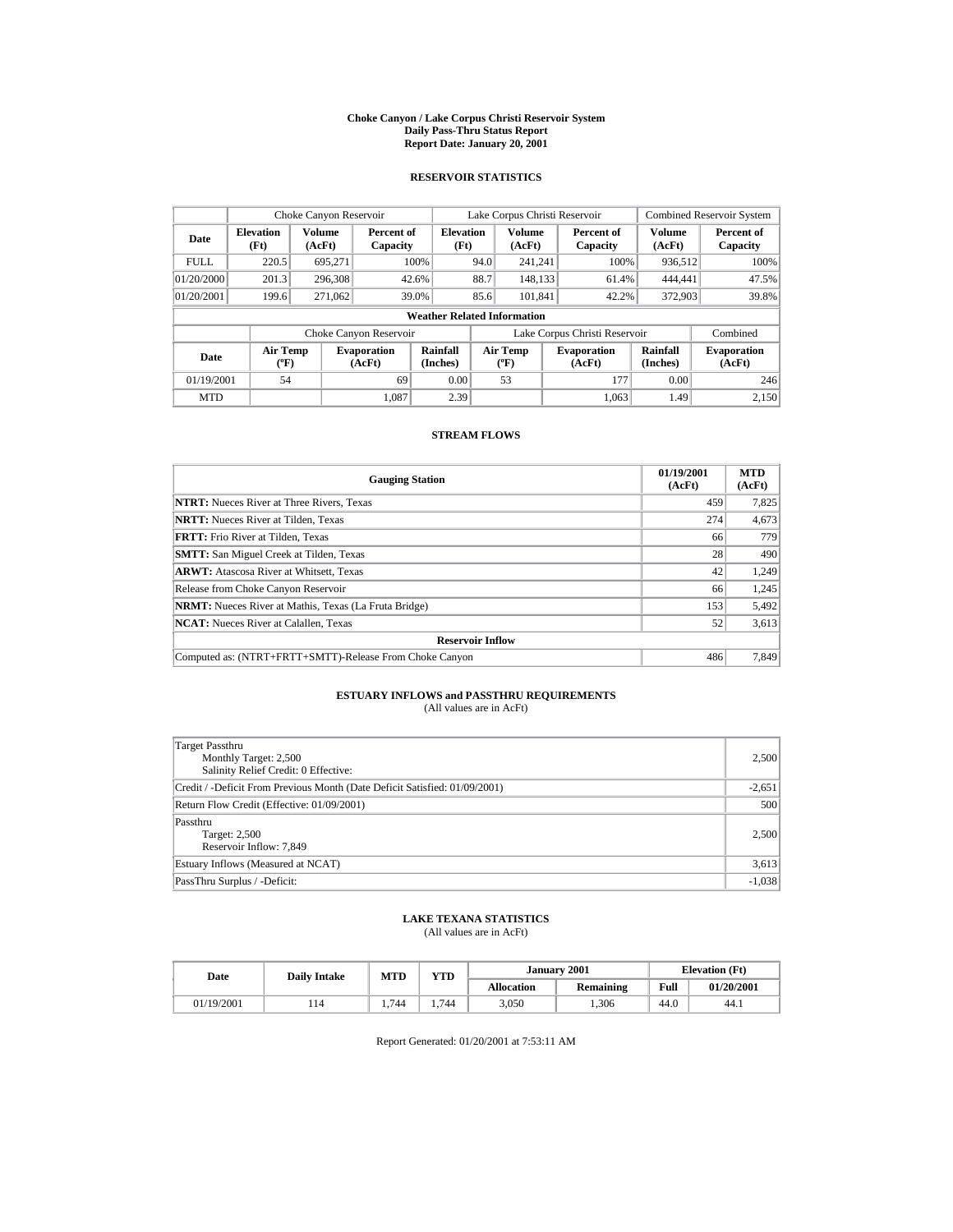**Choke Canyon / Lake Corpus Christi Reservoir System**
**Daily Pass-Thru Status Report**
**Report Date: January 20, 2001**

## RESERVOIR STATISTICS

| | Choke Canyon Reservoir | | | Lake Corpus Christi Reservoir | | | Combined Reservoir System | |
|---|---|---|---|---|---|---|---|---|
| **Date** | **Elevation (Ft)** | **Volume (AcFt)** | **Percent of Capacity** | **Elevation (Ft)** | **Volume (AcFt)** | **Percent of Capacity** | **Volume (AcFt)** | **Percent of Capacity** |
| FULL | 220.5 | 695,271 | 100% | 94.0 | 241,241 | 100% | 936,512 | 100% |
| 01/20/2000 | 201.3 | 296,308 | 42.6% | 88.7 | 148,133 | 61.4% | 444,441 | 47.5% |
| 01/20/2001 | 199.6 | 271,062 | 39.0% | 85.6 | 101,841 | 42.2% | 372,903 | 39.8% |

**Weather Related Information**

| | Choke Canyon Reservoir | | | Lake Corpus Christi Reservoir | | | Combined |
|---|---|---|---|---|---|---|---|
| **Date** | **Air Temp (ºF)** | **Evaporation (AcFt)** | **Rainfall (Inches)** | **Air Temp (ºF)** | **Evaporation (AcFt)** | **Rainfall (Inches)** | **Evaporation (AcFt)** |
| 01/19/2001 | 54 | 69 | 0.00 | 53 | 177 | 0.00 | 246 |
| MTD | | 1,087 | 2.39 | | 1,063 | 1.49 | 2,150 |

## STREAM FLOWS

| **Gauging Station** | **01/19/2001 (AcFt)** | **MTD (AcFt)** |
|---|---|---|
| **NTRT:** Nueces River at Three Rivers, Texas | 459 | 7,825 |
| **NRTT:** Nueces River at Tilden, Texas | 274 | 4,673 |
| **FRTT:** Frio River at Tilden, Texas | 66 | 779 |
| **SMTT:** San Miguel Creek at Tilden, Texas | 28 | 490 |
| **ARWT:** Atascosa River at Whitsett, Texas | 42 | 1,249 |
| Release from Choke Canyon Reservoir | 66 | 1,245 |
| **NRMT:** Nueces River at Mathis, Texas (La Fruta Bridge) | 153 | 5,492 |
| **NCAT:** Nueces River at Calallen, Texas | 52 | 3,613 |
| **Reservoir Inflow** | | |
| Computed as: (NTRT+FRTT+SMTT)-Release From Choke Canyon | 486 | 7,849 |

## ESTUARY INFLOWS and PASSTHRU REQUIREMENTS

(All values are in AcFt)

| | |
|---|---|
| Target Passthru<br>Monthly Target: 2,500<br>Salinity Relief Credit: 0 Effective: | 2,500 |
| Credit / -Deficit From Previous Month (Date Deficit Satisfied: 01/09/2001) | -2,651 |
| Return Flow Credit (Effective: 01/09/2001) | 500 |
| Passthru<br>Target: 2,500<br>Reservoir Inflow: 7,849 | 2,500 |
| Estuary Inflows (Measured at NCAT) | 3,613 |
| PassThru Surplus / -Deficit: | -1,038 |

## LAKE TEXANA STATISTICS

(All values are in AcFt)

| Date | Daily Intake | MTD | YTD | January 2001 | | Elevation (Ft) | |
|---|---|---|---|---|---|---|---|
| | | | | **Allocation** | **Remaining** | **Full** | **01/20/2001** |
| 01/19/2001 | 114 | 1,744 | 1,744 | 3,050 | 1,306 | 44.0 | 44.1 |

Report Generated: 01/20/2001 at 7:53:11 AM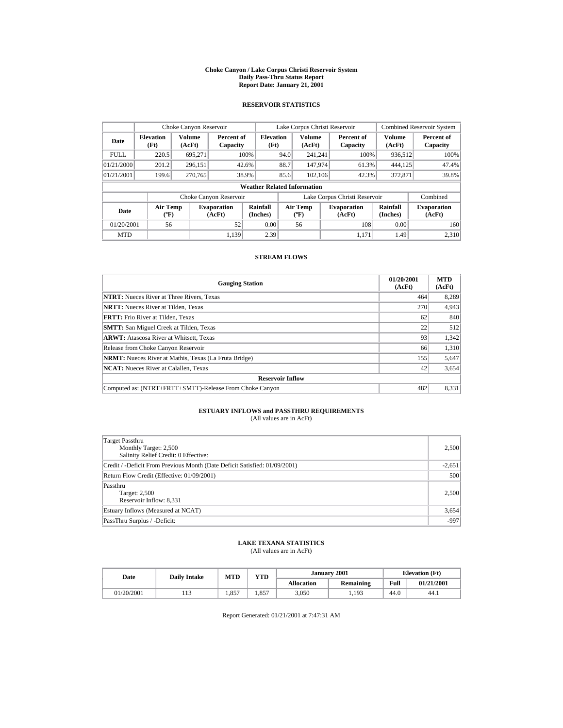# Choke Canyon / Lake Corpus Christi Reservoir System
## Daily Pass-Thru Status Report
## Report Date: January 21, 2001

### RESERVOIR STATISTICS

| | Choke Canyon Reservoir | | | Lake Corpus Christi Reservoir | | | Combined Reservoir System | |
|---|---|---|---|---|---|---|---|---|
| Date | Elevation (Ft) | Volume (AcFt) | Percent of Capacity | Elevation (Ft) | Volume (AcFt) | Percent of Capacity | Volume (AcFt) | Percent of Capacity |
| FULL | 220.5 | 695,271 | 100% | 94.0 | 241,241 | 100% | 936,512 | 100% |
| 01/21/2000 | 201.2 | 296,151 | 42.6% | 88.7 | 147,974 | 61.3% | 444,125 | 47.4% |
| 01/21/2001 | 199.6 | 270,765 | 38.9% | 85.6 | 102,106 | 42.3% | 372,871 | 39.8% |

**Weather Related Information**

| | Choke Canyon Reservoir | | | Lake Corpus Christi Reservoir | | | Combined |
|---|---|---|---|---|---|---|---|
| Date | Air Temp (ºF) | Evaporation (AcFt) | Rainfall (Inches) | Air Temp (ºF) | Evaporation (AcFt) | Rainfall (Inches) | Evaporation (AcFt) |
| 01/20/2001 | 56 | 52 | 0.00 | 56 | 108 | 0.00 | 160 |
| MTD | | 1,139 | 2.39 | | 1,171 | 1.49 | 2,310 |

### STREAM FLOWS

| Gauging Station | 01/20/2001 (AcFt) | MTD (AcFt) |
|---|---|---|
| **NTRT:** Nueces River at Three Rivers, Texas | 464 | 8,289 |
| **NRTT:** Nueces River at Tilden, Texas | 270 | 4,943 |
| **FRTT:** Frio River at Tilden, Texas | 62 | 840 |
| **SMTT:** San Miguel Creek at Tilden, Texas | 22 | 512 |
| **ARWT:** Atascosa River at Whitsett, Texas | 93 | 1,342 |
| Release from Choke Canyon Reservoir | 66 | 1,310 |
| **NRMT:** Nueces River at Mathis, Texas (La Fruta Bridge) | 155 | 5,647 |
| **NCAT:** Nueces River at Calallen, Texas | 42 | 3,654 |
| **Reservoir Inflow** | | |
| Computed as: (NTRT+FRTT+SMTT)-Release From Choke Canyon | 482 | 8,331 |

### ESTUARY INFLOWS and PASSTHRU REQUIREMENTS
(All values are in AcFt)

| | |
|---|---|
| Target Passthru<br>Monthly Target: 2,500<br>Salinity Relief Credit: 0 Effective: | 2,500 |
| Credit / -Deficit From Previous Month (Date Deficit Satisfied: 01/09/2001) | -2,651 |
| Return Flow Credit (Effective: 01/09/2001) | 500 |
| Passthru<br>Target: 2,500<br>Reservoir Inflow: 8,331 | 2,500 |
| Estuary Inflows (Measured at NCAT) | 3,654 |
| PassThru Surplus / -Deficit: | -997 |

### LAKE TEXANA STATISTICS
(All values are in AcFt)

| Date | Daily Intake | MTD | YTD | January 2001 | | Elevation (Ft) | |
|---|---|---|---|---|---|---|---|
| | | | | Allocation | Remaining | Full | 01/21/2001 |
| 01/20/2001 | 113 | 1,857 | 1,857 | 3,050 | 1,193 | 44.0 | 44.1 |

Report Generated: 01/21/2001 at 7:47:31 AM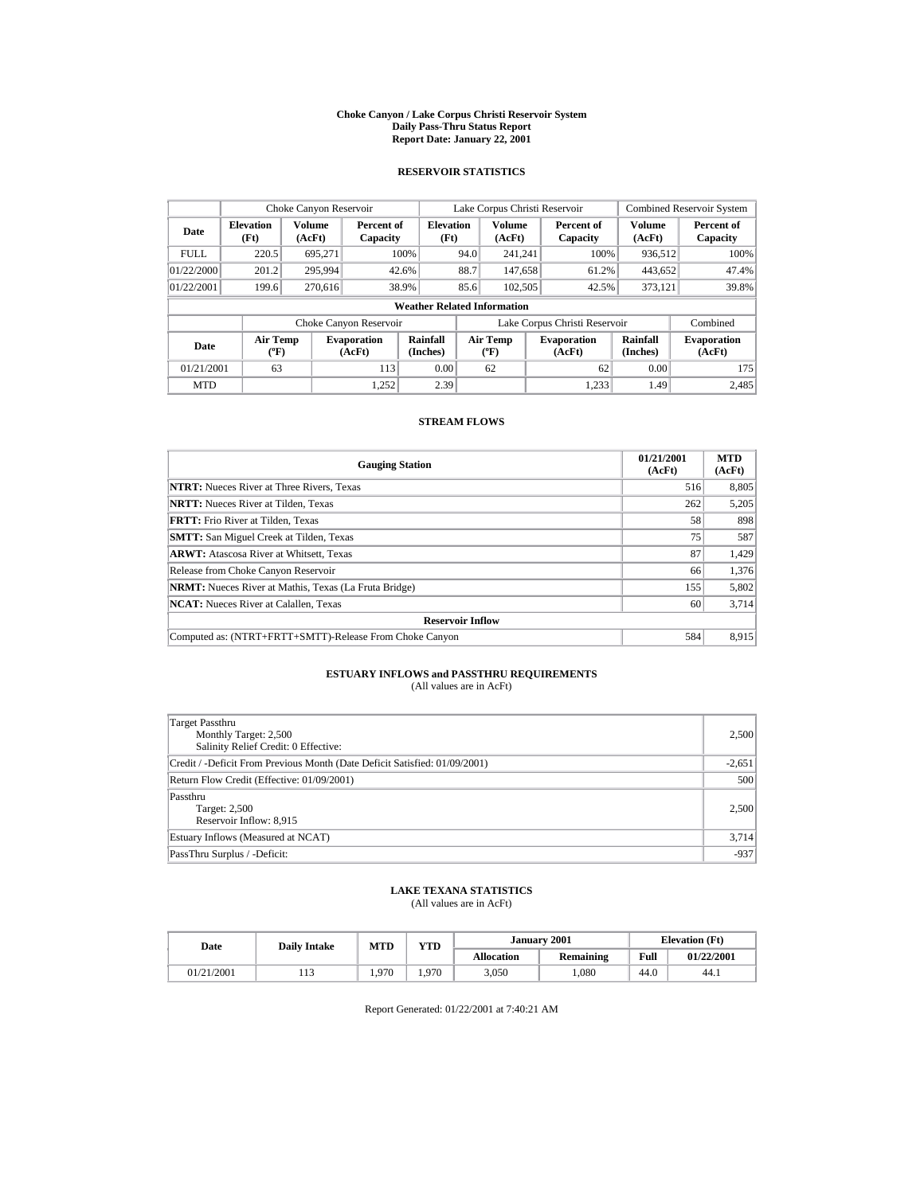# Choke Canyon / Lake Corpus Christi Reservoir System
## Daily Pass-Thru Status Report
## Report Date: January 22, 2001

### RESERVOIR STATISTICS

| | Choke Canyon Reservoir | | | Lake Corpus Christi Reservoir | | | Combined Reservoir System | |
|---|---|---|---|---|---|---|---|---|
| Date | Elevation (Ft) | Volume (AcFt) | Percent of Capacity | Elevation (Ft) | Volume (AcFt) | Percent of Capacity | Volume (AcFt) | Percent of Capacity |
| FULL | 220.5 | 695,271 | 100% | 94.0 | 241,241 | 100% | 936,512 | 100% |
| 01/22/2000 | 201.2 | 295,994 | 42.6% | 88.7 | 147,658 | 61.2% | 443,652 | 47.4% |
| 01/22/2001 | 199.6 | 270,616 | 38.9% | 85.6 | 102,505 | 42.5% | 373,121 | 39.8% |

**Weather Related Information**

| | Choke Canyon Reservoir | | | Lake Corpus Christi Reservoir | | | Combined |
|---|---|---|---|---|---|---|---|
| Date | Air Temp (ºF) | Evaporation (AcFt) | Rainfall (Inches) | Air Temp (ºF) | Evaporation (AcFt) | Rainfall (Inches) | Evaporation (AcFt) |
| 01/21/2001 | 63 | 113 | 0.00 | 62 | 62 | 0.00 | 175 |
| MTD | | 1,252 | 2.39 | | 1,233 | 1.49 | 2,485 |

### STREAM FLOWS

| Gauging Station | 01/21/2001 (AcFt) | MTD (AcFt) |
|---|---|---|
| **NTRT:** Nueces River at Three Rivers, Texas | 516 | 8,805 |
| **NRTT:** Nueces River at Tilden, Texas | 262 | 5,205 |
| **FRTT:** Frio River at Tilden, Texas | 58 | 898 |
| **SMTT:** San Miguel Creek at Tilden, Texas | 75 | 587 |
| **ARWT:** Atascosa River at Whitsett, Texas | 87 | 1,429 |
| Release from Choke Canyon Reservoir | 66 | 1,376 |
| **NRMT:** Nueces River at Mathis, Texas (La Fruta Bridge) | 155 | 5,802 |
| **NCAT:** Nueces River at Calallen, Texas | 60 | 3,714 |
| **Reservoir Inflow** | | |
| Computed as: (NTRT+FRTT+SMTT)-Release From Choke Canyon | 584 | 8,915 |

### ESTUARY INFLOWS and PASSTHRU REQUIREMENTS
(All values are in AcFt)

| | |
|---|---|
| Target Passthru<br>Monthly Target: 2,500<br>Salinity Relief Credit: 0 Effective: | 2,500 |
| Credit / -Deficit From Previous Month (Date Deficit Satisfied: 01/09/2001) | -2,651 |
| Return Flow Credit (Effective: 01/09/2001) | 500 |
| Passthru<br>Target: 2,500<br>Reservoir Inflow: 8,915 | 2,500 |
| Estuary Inflows (Measured at NCAT) | 3,714 |
| PassThru Surplus / -Deficit: | -937 |

### LAKE TEXANA STATISTICS
(All values are in AcFt)

| Date | Daily Intake | MTD | YTD | January 2001 | | Elevation (Ft) | |
|---|---|---|---|---|---|---|---|
| | | | | Allocation | Remaining | Full | 01/22/2001 |
| 01/21/2001 | 113 | 1,970 | 1,970 | 3,050 | 1,080 | 44.0 | 44.1 |

Report Generated: 01/22/2001 at 7:40:21 AM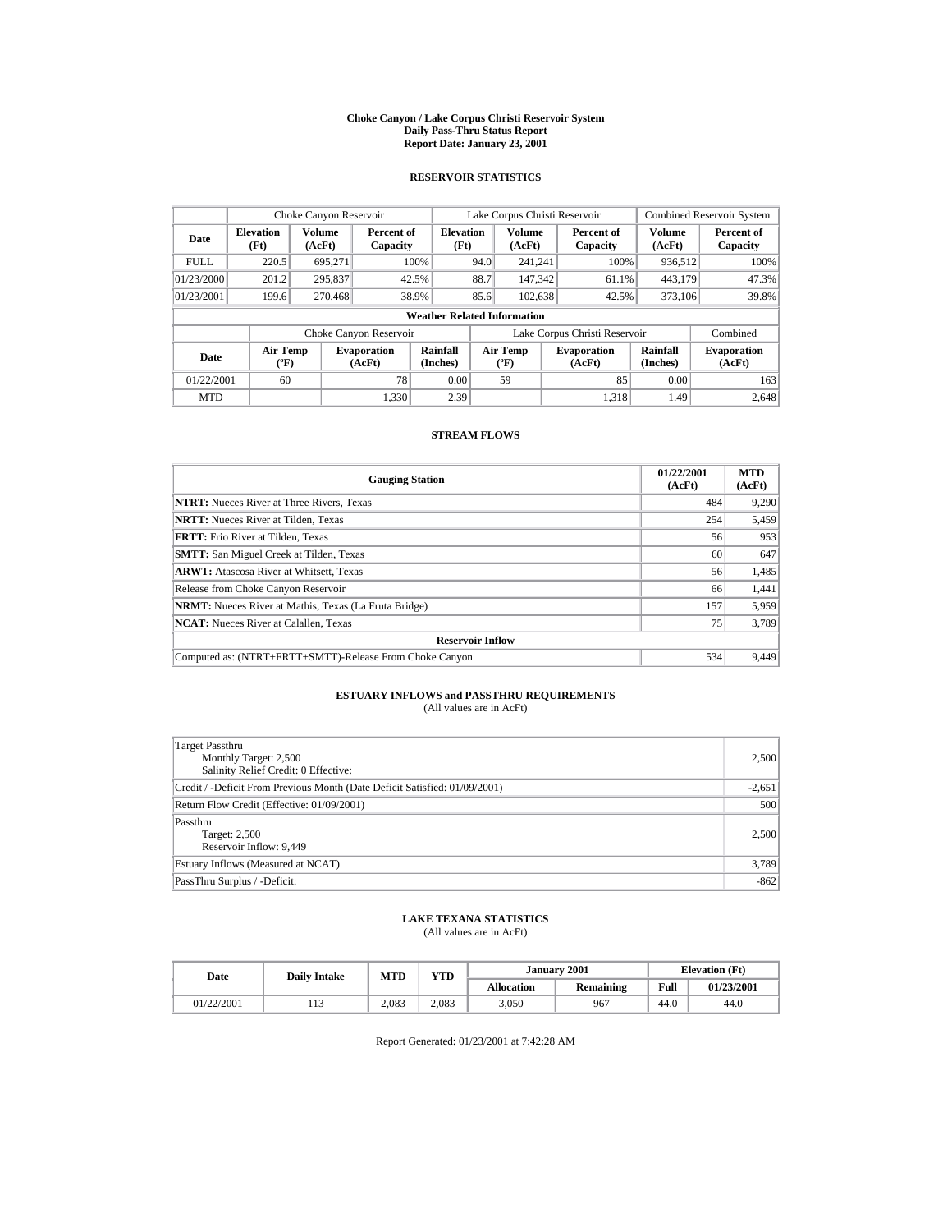**Choke Canyon / Lake Corpus Christi Reservoir System**
**Daily Pass-Thru Status Report**
**Report Date: January 23, 2001**

### RESERVOIR STATISTICS

| | Choke Canyon Reservoir | | | Lake Corpus Christi Reservoir | | | Combined Reservoir System | |
|---|---|---|---|---|---|---|---|---|
| **Date** | **Elevation (Ft)** | **Volume (AcFt)** | **Percent of Capacity** | **Elevation (Ft)** | **Volume (AcFt)** | **Percent of Capacity** | **Volume (AcFt)** | **Percent of Capacity** |
| FULL | 220.5 | 695,271 | 100% | 94.0 | 241,241 | 100% | 936,512 | 100% |
| 01/23/2000 | 201.2 | 295,837 | 42.5% | 88.7 | 147,342 | 61.1% | 443,179 | 47.3% |
| 01/23/2001 | 199.6 | 270,468 | 38.9% | 85.6 | 102,638 | 42.5% | 373,106 | 39.8% |

**Weather Related Information**

| | Choke Canyon Reservoir | | | Lake Corpus Christi Reservoir | | | Combined |
|---|---|---|---|---|---|---|---|
| **Date** | **Air Temp (ºF)** | **Evaporation (AcFt)** | **Rainfall (Inches)** | **Air Temp (ºF)** | **Evaporation (AcFt)** | **Rainfall (Inches)** | **Evaporation (AcFt)** |
| 01/22/2001 | 60 | 78 | 0.00 | 59 | 85 | 0.00 | 163 |
| MTD | | 1,330 | 2.39 | | 1,318 | 1.49 | 2,648 |

### STREAM FLOWS

| Gauging Station | 01/22/2001 (AcFt) | MTD (AcFt) |
|---|---|---|
| **NTRT:** Nueces River at Three Rivers, Texas | 484 | 9,290 |
| **NRTT:** Nueces River at Tilden, Texas | 254 | 5,459 |
| **FRTT:** Frio River at Tilden, Texas | 56 | 953 |
| **SMTT:** San Miguel Creek at Tilden, Texas | 60 | 647 |
| **ARWT:** Atascosa River at Whitsett, Texas | 56 | 1,485 |
| Release from Choke Canyon Reservoir | 66 | 1,441 |
| **NRMT:** Nueces River at Mathis, Texas (La Fruta Bridge) | 157 | 5,959 |
| **NCAT:** Nueces River at Calallen, Texas | 75 | 3,789 |
| **Reservoir Inflow** | | |
| Computed as: (NTRT+FRTT+SMTT)-Release From Choke Canyon | 534 | 9,449 |

### ESTUARY INFLOWS and PASSTHRU REQUIREMENTS
(All values are in AcFt)

| | |
|---|---|
| Target Passthru<br>Monthly Target: 2,500<br>Salinity Relief Credit: 0 Effective: | 2,500 |
| Credit / -Deficit From Previous Month (Date Deficit Satisfied: 01/09/2001) | -2,651 |
| Return Flow Credit (Effective: 01/09/2001) | 500 |
| Passthru<br>Target: 2,500<br>Reservoir Inflow: 9,449 | 2,500 |
| Estuary Inflows (Measured at NCAT) | 3,789 |
| PassThru Surplus / -Deficit: | -862 |

### LAKE TEXANA STATISTICS
(All values are in AcFt)

| Date | Daily Intake | MTD | YTD | January 2001 | | Elevation (Ft) | |
|---|---|---|---|---|---|---|---|
| | | | | **Allocation** | **Remaining** | **Full** | **01/23/2001** |
| 01/22/2001 | 113 | 2,083 | 2,083 | 3,050 | 967 | 44.0 | 44.0 |

Report Generated: 01/23/2001 at 7:42:28 AM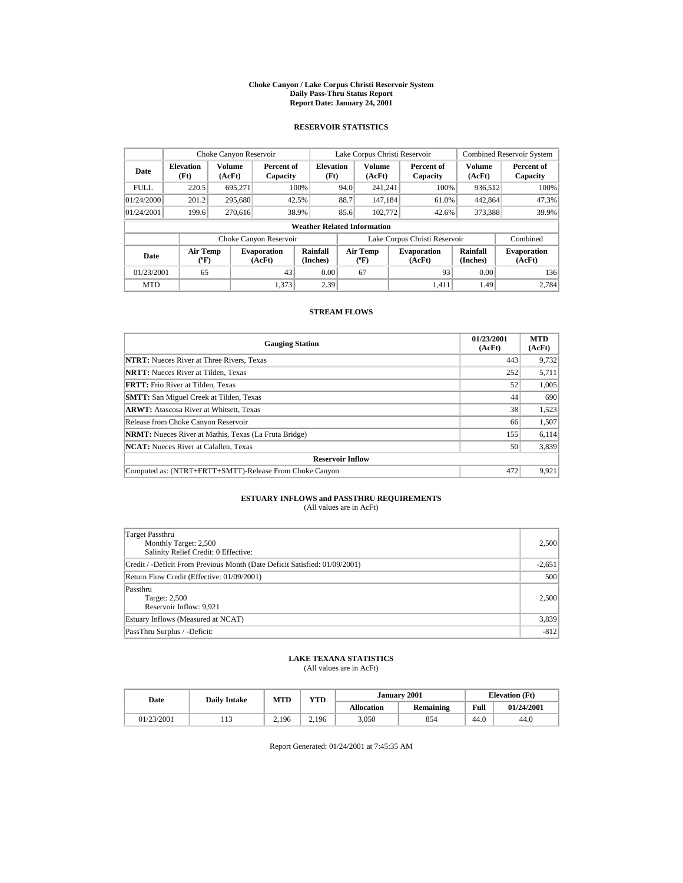# Choke Canyon / Lake Corpus Christi Reservoir System
## Daily Pass-Thru Status Report
## Report Date: January 24, 2001

### RESERVOIR STATISTICS

| | Choke Canyon Reservoir | | | Lake Corpus Christi Reservoir | | | Combined Reservoir System | |
|---|---|---|---|---|---|---|---|---|
| Date | Elevation (Ft) | Volume (AcFt) | Percent of Capacity | Elevation (Ft) | Volume (AcFt) | Percent of Capacity | Volume (AcFt) | Percent of Capacity |
| FULL | 220.5 | 695,271 | 100% | 94.0 | 241,241 | 100% | 936,512 | 100% |
| 01/24/2000 | 201.2 | 295,680 | 42.5% | 88.7 | 147,184 | 61.0% | 442,864 | 47.3% |
| 01/24/2001 | 199.6 | 270,616 | 38.9% | 85.6 | 102,772 | 42.6% | 373,388 | 39.9% |

**Weather Related Information**

| | Choke Canyon Reservoir | | | Lake Corpus Christi Reservoir | | | Combined |
|---|---|---|---|---|---|---|---|
| Date | Air Temp (ºF) | Evaporation (AcFt) | Rainfall (Inches) | Air Temp (ºF) | Evaporation (AcFt) | Rainfall (Inches) | Evaporation (AcFt) |
| 01/23/2001 | 65 | 43 | 0.00 | 67 | 93 | 0.00 | 136 |
| MTD | | 1,373 | 2.39 | | 1,411 | 1.49 | 2,784 |

### STREAM FLOWS

| Gauging Station | 01/23/2001 (AcFt) | MTD (AcFt) |
|---|---|---|
| **NTRT:** Nueces River at Three Rivers, Texas | 443 | 9,732 |
| **NRTT:** Nueces River at Tilden, Texas | 252 | 5,711 |
| **FRTT:** Frio River at Tilden, Texas | 52 | 1,005 |
| **SMTT:** San Miguel Creek at Tilden, Texas | 44 | 690 |
| **ARWT:** Atascosa River at Whitsett, Texas | 38 | 1,523 |
| Release from Choke Canyon Reservoir | 66 | 1,507 |
| **NRMT:** Nueces River at Mathis, Texas (La Fruta Bridge) | 155 | 6,114 |
| **NCAT:** Nueces River at Calallen, Texas | 50 | 3,839 |
| **Reservoir Inflow** | | |
| Computed as: (NTRT+FRTT+SMTT)-Release From Choke Canyon | 472 | 9,921 |

### ESTUARY INFLOWS and PASSTHRU REQUIREMENTS
(All values are in AcFt)

| | |
|---|---|
| Target Passthru<br>Monthly Target: 2,500<br>Salinity Relief Credit: 0 Effective: | 2,500 |
| Credit / -Deficit From Previous Month (Date Deficit Satisfied: 01/09/2001) | -2,651 |
| Return Flow Credit (Effective: 01/09/2001) | 500 |
| Passthru<br>Target: 2,500<br>Reservoir Inflow: 9,921 | 2,500 |
| Estuary Inflows (Measured at NCAT) | 3,839 |
| PassThru Surplus / -Deficit: | -812 |

### LAKE TEXANA STATISTICS
(All values are in AcFt)

| Date | Daily Intake | MTD | YTD | January 2001 | | Elevation (Ft) | |
|---|---|---|---|---|---|---|---|
| | | | | Allocation | Remaining | Full | 01/24/2001 |
| 01/23/2001 | 113 | 2,196 | 2,196 | 3,050 | 854 | 44.0 | 44.0 |

Report Generated: 01/24/2001 at 7:45:35 AM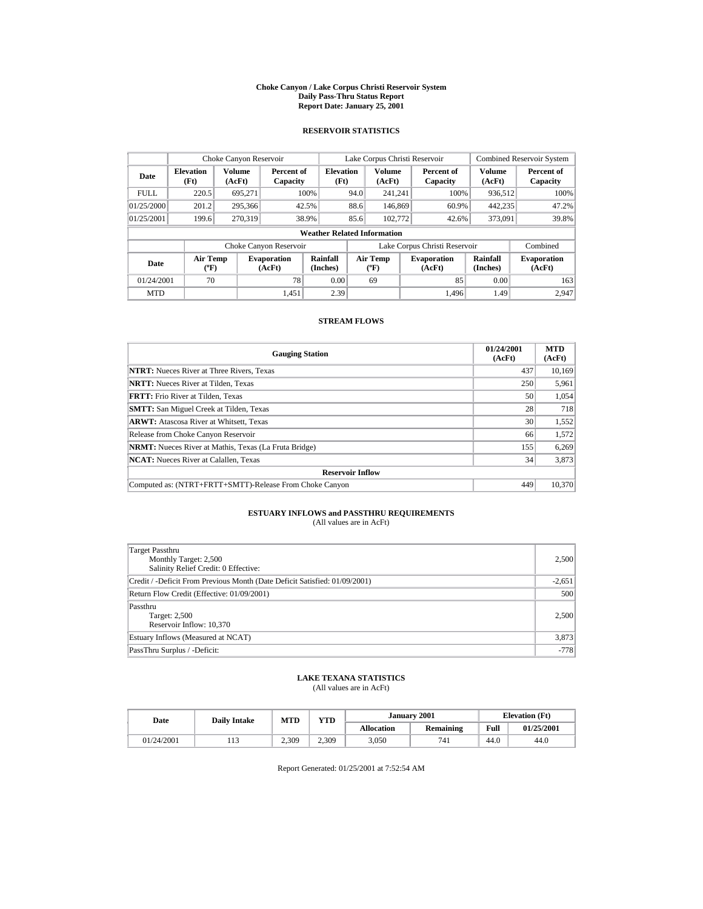# Choke Canyon / Lake Corpus Christi Reservoir System
## Daily Pass-Thru Status Report
## Report Date: January 25, 2001

### RESERVOIR STATISTICS

| | Choke Canyon Reservoir | | | Lake Corpus Christi Reservoir | | | Combined Reservoir System | |
|---|---|---|---|---|---|---|---|---|
| Date | Elevation (Ft) | Volume (AcFt) | Percent of Capacity | Elevation (Ft) | Volume (AcFt) | Percent of Capacity | Volume (AcFt) | Percent of Capacity |
| FULL | 220.5 | 695,271 | 100% | 94.0 | 241,241 | 100% | 936,512 | 100% |
| 01/25/2000 | 201.2 | 295,366 | 42.5% | 88.6 | 146,869 | 60.9% | 442,235 | 47.2% |
| 01/25/2001 | 199.6 | 270,319 | 38.9% | 85.6 | 102,772 | 42.6% | 373,091 | 39.8% |

**Weather Related Information**

| | Choke Canyon Reservoir | | | Lake Corpus Christi Reservoir | | | Combined |
|---|---|---|---|---|---|---|---|
| Date | Air Temp (ºF) | Evaporation (AcFt) | Rainfall (Inches) | Air Temp (ºF) | Evaporation (AcFt) | Rainfall (Inches) | Evaporation (AcFt) |
| 01/24/2001 | 70 | 78 | 0.00 | 69 | 85 | 0.00 | 163 |
| MTD | | 1,451 | 2.39 | | 1,496 | 1.49 | 2,947 |

### STREAM FLOWS

| Gauging Station | 01/24/2001 (AcFt) | MTD (AcFt) |
|---|---|---|
| **NTRT:** Nueces River at Three Rivers, Texas | 437 | 10,169 |
| **NRTT:** Nueces River at Tilden, Texas | 250 | 5,961 |
| **FRTT:** Frio River at Tilden, Texas | 50 | 1,054 |
| **SMTT:** San Miguel Creek at Tilden, Texas | 28 | 718 |
| **ARWT:** Atascosa River at Whitsett, Texas | 30 | 1,552 |
| Release from Choke Canyon Reservoir | 66 | 1,572 |
| **NRMT:** Nueces River at Mathis, Texas (La Fruta Bridge) | 155 | 6,269 |
| **NCAT:** Nueces River at Calallen, Texas | 34 | 3,873 |
| **Reservoir Inflow** | | |
| Computed as: (NTRT+FRTT+SMTT)-Release From Choke Canyon | 449 | 10,370 |

### ESTUARY INFLOWS and PASSTHRU REQUIREMENTS
(All values are in AcFt)

| | |
|---|---|
| Target Passthru<br>Monthly Target: 2,500<br>Salinity Relief Credit: 0 Effective: | 2,500 |
| Credit / -Deficit From Previous Month (Date Deficit Satisfied: 01/09/2001) | -2,651 |
| Return Flow Credit (Effective: 01/09/2001) | 500 |
| Passthru<br>Target: 2,500<br>Reservoir Inflow: 10,370 | 2,500 |
| Estuary Inflows (Measured at NCAT) | 3,873 |
| PassThru Surplus / -Deficit: | -778 |

### LAKE TEXANA STATISTICS
(All values are in AcFt)

| Date | Daily Intake | MTD | YTD | January 2001 | | Elevation (Ft) | |
|---|---|---|---|---|---|---|---|
| | | | | Allocation | Remaining | Full | 01/25/2001 |
| 01/24/2001 | 113 | 2,309 | 2,309 | 3,050 | 741 | 44.0 | 44.0 |

Report Generated: 01/25/2001 at 7:52:54 AM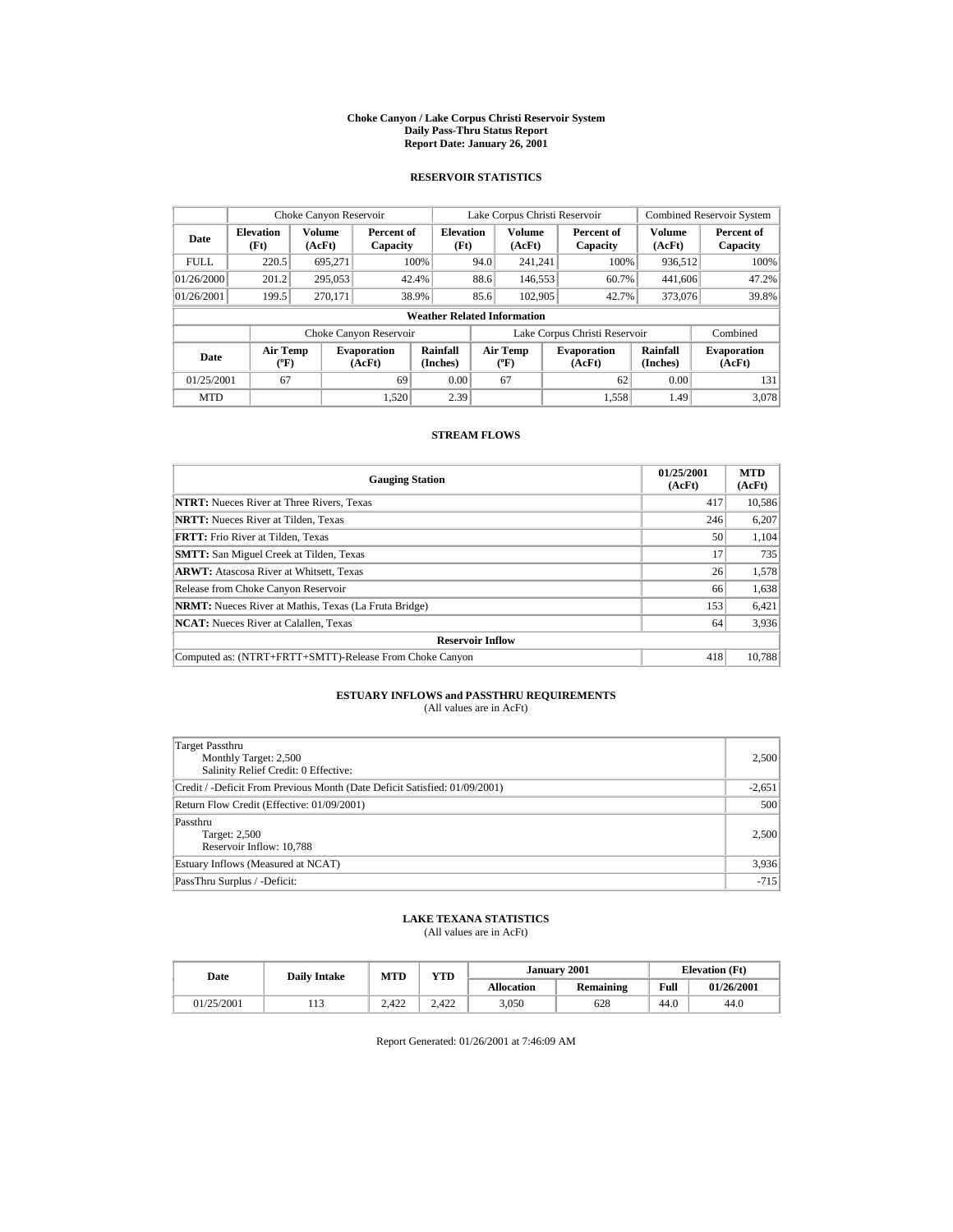# Choke Canyon / Lake Corpus Christi Reservoir System
## Daily Pass-Thru Status Report
### Report Date: January 26, 2001

## RESERVOIR STATISTICS

| Date | Choke Canyon Reservoir | | | Lake Corpus Christi Reservoir | | | Combined Reservoir System | |
|---|---|---|---|---|---|---|---|---|
| | Elevation (Ft) | Volume (AcFt) | Percent of Capacity | Elevation (Ft) | Volume (AcFt) | Percent of Capacity | Volume (AcFt) | Percent of Capacity |
| FULL | 220.5 | 695,271 | 100% | 94.0 | 241,241 | 100% | 936,512 | 100% |
| 01/26/2000 | 201.2 | 295,053 | 42.4% | 88.6 | 146,553 | 60.7% | 441,606 | 47.2% |
| 01/26/2001 | 199.5 | 270,171 | 38.9% | 85.6 | 102,905 | 42.7% | 373,076 | 39.8% |

**Weather Related Information**

| Date | Choke Canyon Reservoir | | | Lake Corpus Christi Reservoir | | | Combined |
|---|---|---|---|---|---|---|---|
| | Air Temp (ºF) | Evaporation (AcFt) | Rainfall (Inches) | Air Temp (ºF) | Evaporation (AcFt) | Rainfall (Inches) | Evaporation (AcFt) |
| 01/25/2001 | 67 | 69 | 0.00 | 67 | 62 | 0.00 | 131 |
| MTD | | 1,520 | 2.39 | | 1,558 | 1.49 | 3,078 |

## STREAM FLOWS

| Gauging Station | 01/25/2001 (AcFt) | MTD (AcFt) |
|---|---|---|
| **NTRT:** Nueces River at Three Rivers, Texas | 417 | 10,586 |
| **NRTT:** Nueces River at Tilden, Texas | 246 | 6,207 |
| **FRTT:** Frio River at Tilden, Texas | 50 | 1,104 |
| **SMTT:** San Miguel Creek at Tilden, Texas | 17 | 735 |
| **ARWT:** Atascosa River at Whitsett, Texas | 26 | 1,578 |
| Release from Choke Canyon Reservoir | 66 | 1,638 |
| **NRMT:** Nueces River at Mathis, Texas (La Fruta Bridge) | 153 | 6,421 |
| **NCAT:** Nueces River at Calallen, Texas | 64 | 3,936 |
| **Reservoir Inflow** | | |
| Computed as: (NTRT+FRTT+SMTT)-Release From Choke Canyon | 418 | 10,788 |

## ESTUARY INFLOWS and PASSTHRU REQUIREMENTS
(All values are in AcFt)

| | |
|---|---|
| Target Passthru<br>Monthly Target: 2,500<br>Salinity Relief Credit: 0 Effective: | 2,500 |
| Credit / -Deficit From Previous Month (Date Deficit Satisfied: 01/09/2001) | -2,651 |
| Return Flow Credit (Effective: 01/09/2001) | 500 |
| Passthru<br>Target: 2,500<br>Reservoir Inflow: 10,788 | 2,500 |
| Estuary Inflows (Measured at NCAT) | 3,936 |
| PassThru Surplus / -Deficit: | -715 |

## LAKE TEXANA STATISTICS
(All values are in AcFt)

| Date | Daily Intake | MTD | YTD | January 2001 | | Elevation (Ft) | |
|---|---|---|---|---|---|---|---|
| | | | | Allocation | Remaining | Full | 01/26/2001 |
| 01/25/2001 | 113 | 2,422 | 2,422 | 3,050 | 628 | 44.0 | 44.0 |

Report Generated: 01/26/2001 at 7:46:09 AM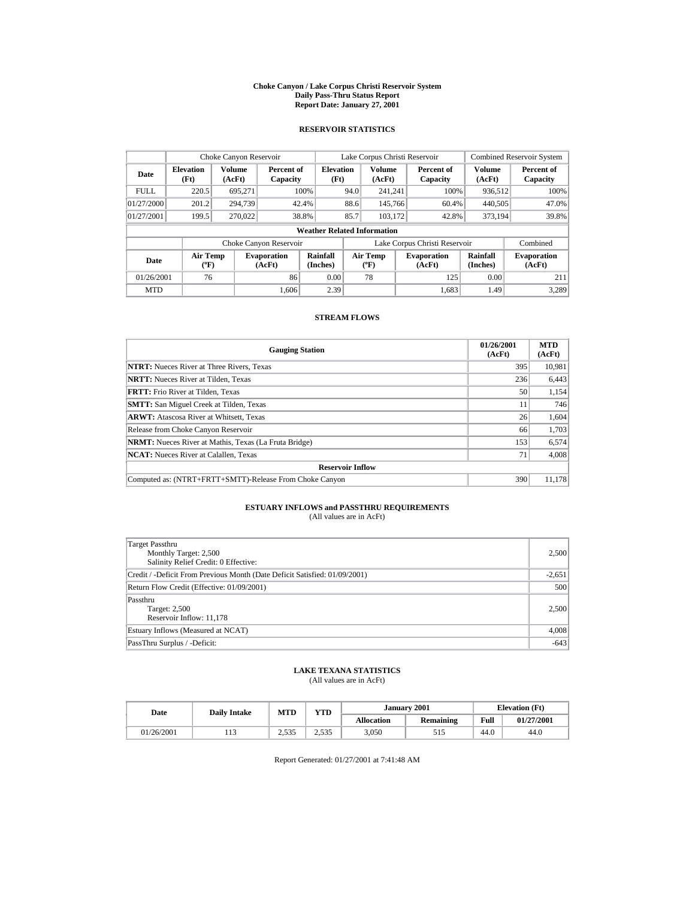# Choke Canyon / Lake Corpus Christi Reservoir System
## Daily Pass-Thru Status Report
### Report Date: January 27, 2001

## RESERVOIR STATISTICS

| | Choke Canyon Reservoir | | | Lake Corpus Christi Reservoir | | | Combined Reservoir System | |
|---|---|---|---|---|---|---|---|---|
| Date | Elevation (Ft) | Volume (AcFt) | Percent of Capacity | Elevation (Ft) | Volume (AcFt) | Percent of Capacity | Volume (AcFt) | Percent of Capacity |
| FULL | 220.5 | 695,271 | 100% | 94.0 | 241,241 | 100% | 936,512 | 100% |
| 01/27/2000 | 201.2 | 294,739 | 42.4% | 88.6 | 145,766 | 60.4% | 440,505 | 47.0% |
| 01/27/2001 | 199.5 | 270,022 | 38.8% | 85.7 | 103,172 | 42.8% | 373,194 | 39.8% |

**Weather Related Information**

| | Choke Canyon Reservoir | | | Lake Corpus Christi Reservoir | | | Combined |
|---|---|---|---|---|---|---|---|
| Date | Air Temp (ºF) | Evaporation (AcFt) | Rainfall (Inches) | Air Temp (ºF) | Evaporation (AcFt) | Rainfall (Inches) | Evaporation (AcFt) |
| 01/26/2001 | 76 | 86 | 0.00 | 78 | 125 | 0.00 | 211 |
| MTD | | 1,606 | 2.39 | | 1,683 | 1.49 | 3,289 |

## STREAM FLOWS

| Gauging Station | 01/26/2001 (AcFt) | MTD (AcFt) |
|---|---|---|
| **NTRT:** Nueces River at Three Rivers, Texas | 395 | 10,981 |
| **NRTT:** Nueces River at Tilden, Texas | 236 | 6,443 |
| **FRTT:** Frio River at Tilden, Texas | 50 | 1,154 |
| **SMTT:** San Miguel Creek at Tilden, Texas | 11 | 746 |
| **ARWT:** Atascosa River at Whitsett, Texas | 26 | 1,604 |
| Release from Choke Canyon Reservoir | 66 | 1,703 |
| **NRMT:** Nueces River at Mathis, Texas (La Fruta Bridge) | 153 | 6,574 |
| **NCAT:** Nueces River at Calallen, Texas | 71 | 4,008 |
| **Reservoir Inflow** | | |
| Computed as: (NTRT+FRTT+SMTT)-Release From Choke Canyon | 390 | 11,178 |

## ESTUARY INFLOWS and PASSTHRU REQUIREMENTS
(All values are in AcFt)

| | |
|---|---|
| Target Passthru<br>Monthly Target: 2,500<br>Salinity Relief Credit: 0 Effective: | 2,500 |
| Credit / -Deficit From Previous Month (Date Deficit Satisfied: 01/09/2001) | -2,651 |
| Return Flow Credit (Effective: 01/09/2001) | 500 |
| Passthru<br>Target: 2,500<br>Reservoir Inflow: 11,178 | 2,500 |
| Estuary Inflows (Measured at NCAT) | 4,008 |
| PassThru Surplus / -Deficit: | -643 |

## LAKE TEXANA STATISTICS
(All values are in AcFt)

| Date | Daily Intake | MTD | YTD | January 2001 | | Elevation (Ft) | |
|---|---|---|---|---|---|---|---|
| | | | | Allocation | Remaining | Full | 01/27/2001 |
| 01/26/2001 | 113 | 2,535 | 2,535 | 3,050 | 515 | 44.0 | 44.0 |

Report Generated: 01/27/2001 at 7:41:48 AM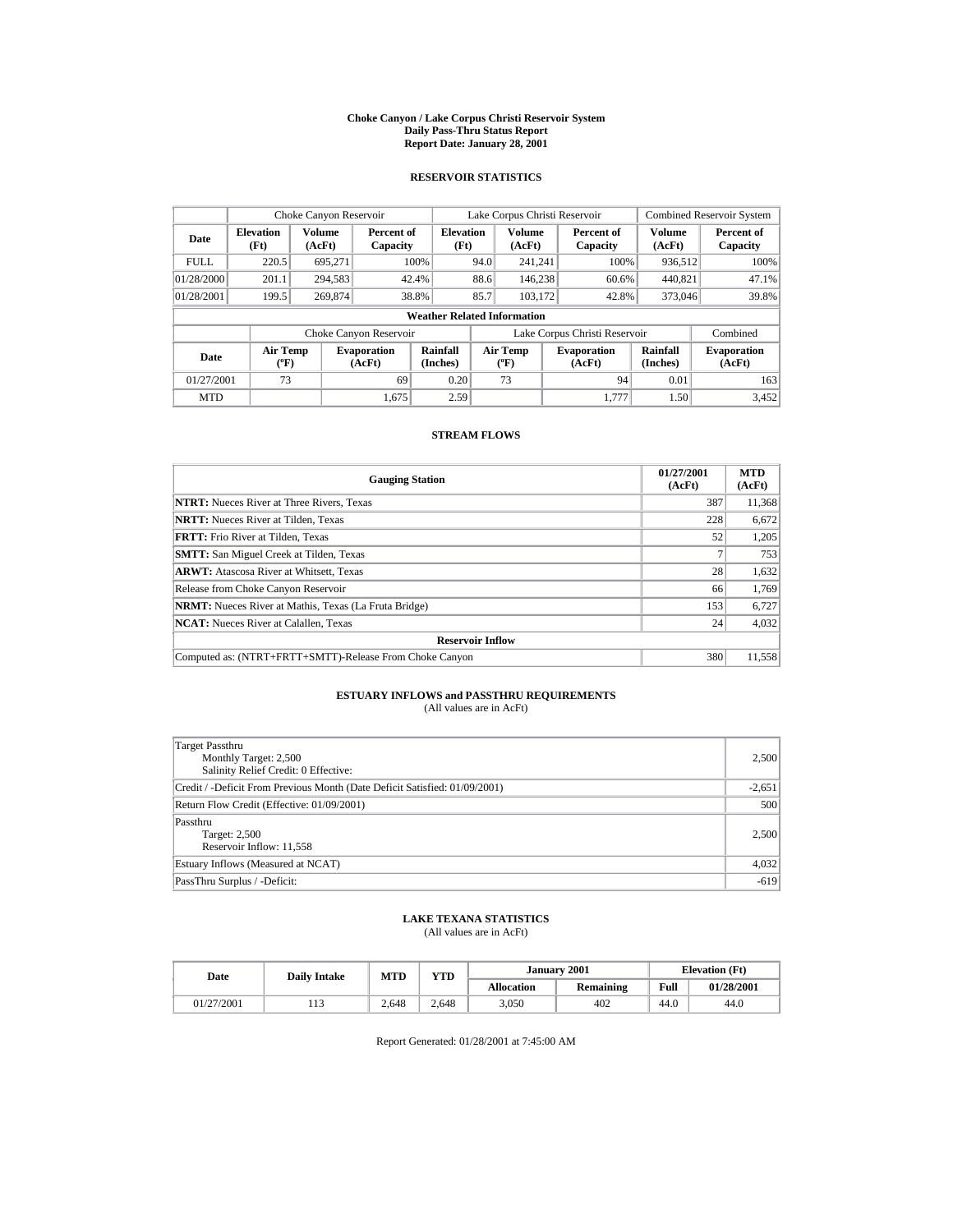**Choke Canyon / Lake Corpus Christi Reservoir System**
**Daily Pass-Thru Status Report**
**Report Date: January 28, 2001**

## RESERVOIR STATISTICS

| | Choke Canyon Reservoir | | | Lake Corpus Christi Reservoir | | | Combined Reservoir System | |
|---|---|---|---|---|---|---|---|---|
| **Date** | **Elevation (Ft)** | **Volume (AcFt)** | **Percent of Capacity** | **Elevation (Ft)** | **Volume (AcFt)** | **Percent of Capacity** | **Volume (AcFt)** | **Percent of Capacity** |
| FULL | 220.5 | 695,271 | 100% | 94.0 | 241,241 | 100% | 936,512 | 100% |
| 01/28/2000 | 201.1 | 294,583 | 42.4% | 88.6 | 146,238 | 60.6% | 440,821 | 47.1% |
| 01/28/2001 | 199.5 | 269,874 | 38.8% | 85.7 | 103,172 | 42.8% | 373,046 | 39.8% |

**Weather Related Information**

| | Choke Canyon Reservoir | | | Lake Corpus Christi Reservoir | | | Combined |
|---|---|---|---|---|---|---|---|
| **Date** | **Air Temp (ºF)** | **Evaporation (AcFt)** | **Rainfall (Inches)** | **Air Temp (ºF)** | **Evaporation (AcFt)** | **Rainfall (Inches)** | **Evaporation (AcFt)** |
| 01/27/2001 | 73 | 69 | 0.20 | 73 | 94 | 0.01 | 163 |
| MTD | | 1,675 | 2.59 | | 1,777 | 1.50 | 3,452 |

## STREAM FLOWS

| Gauging Station | 01/27/2001 (AcFt) | MTD (AcFt) |
|---|---|---|
| **NTRT:** Nueces River at Three Rivers, Texas | 387 | 11,368 |
| **NRTT:** Nueces River at Tilden, Texas | 228 | 6,672 |
| **FRTT:** Frio River at Tilden, Texas | 52 | 1,205 |
| **SMTT:** San Miguel Creek at Tilden, Texas | 7 | 753 |
| **ARWT:** Atascosa River at Whitsett, Texas | 28 | 1,632 |
| Release from Choke Canyon Reservoir | 66 | 1,769 |
| **NRMT:** Nueces River at Mathis, Texas (La Fruta Bridge) | 153 | 6,727 |
| **NCAT:** Nueces River at Calallen, Texas | 24 | 4,032 |
| **Reservoir Inflow** | | |
| Computed as: (NTRT+FRTT+SMTT)-Release From Choke Canyon | 380 | 11,558 |

## ESTUARY INFLOWS and PASSTHRU REQUIREMENTS

(All values are in AcFt)

| | |
|---|---|
| Target Passthru<br>Monthly Target: 2,500<br>Salinity Relief Credit: 0 Effective: | 2,500 |
| Credit / -Deficit From Previous Month (Date Deficit Satisfied: 01/09/2001) | -2,651 |
| Return Flow Credit (Effective: 01/09/2001) | 500 |
| Passthru<br>Target: 2,500<br>Reservoir Inflow: 11,558 | 2,500 |
| Estuary Inflows (Measured at NCAT) | 4,032 |
| PassThru Surplus / -Deficit: | -619 |

## LAKE TEXANA STATISTICS

(All values are in AcFt)

| Date | Daily Intake | MTD | YTD | January 2001 | | Elevation (Ft) | |
|---|---|---|---|---|---|---|---|
| | | | | **Allocation** | **Remaining** | **Full** | **01/28/2001** |
| 01/27/2001 | 113 | 2,648 | 2,648 | 3,050 | 402 | 44.0 | 44.0 |

Report Generated: 01/28/2001 at 7:45:00 AM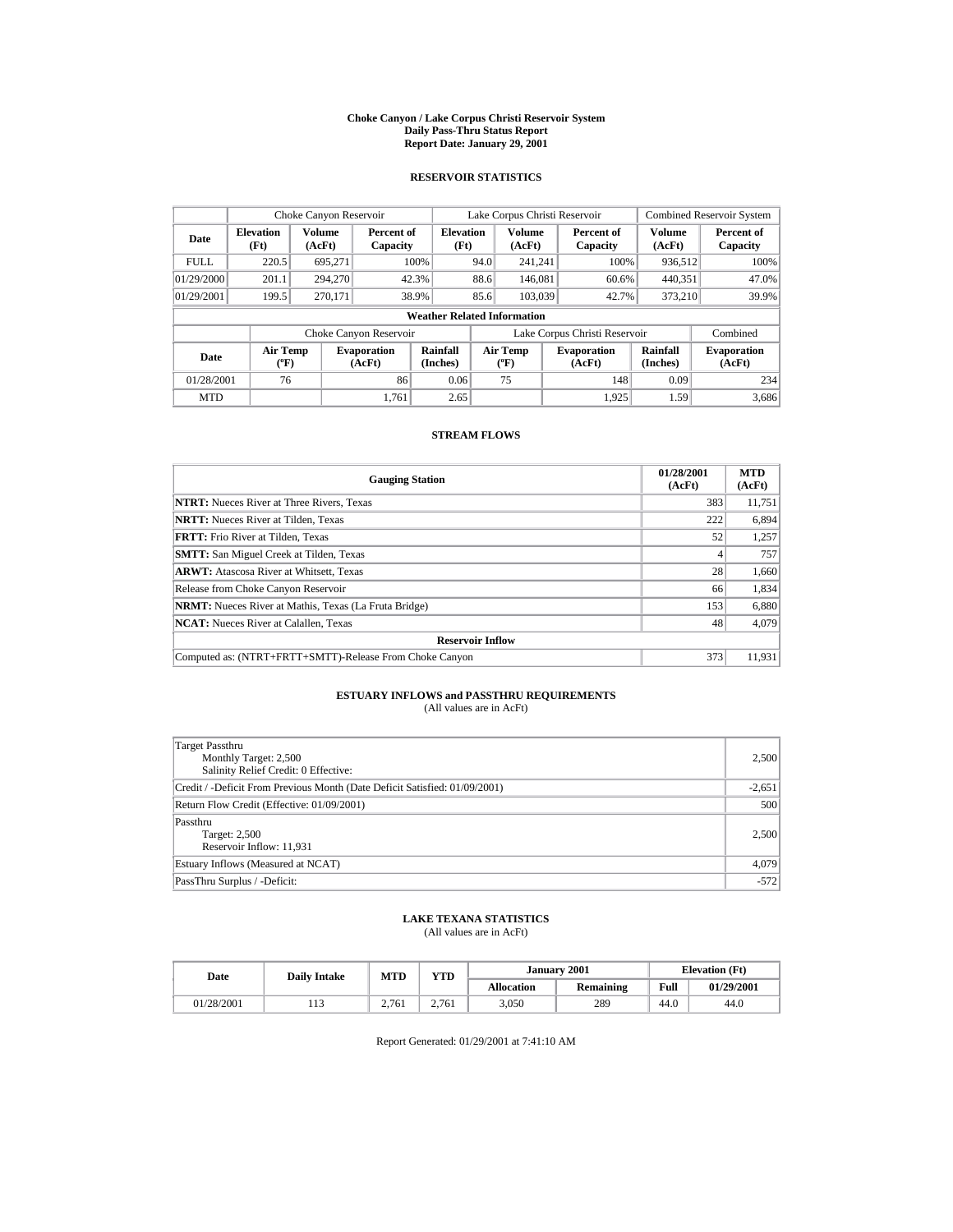# Choke Canyon / Lake Corpus Christi Reservoir System
## Daily Pass-Thru Status Report
### Report Date: January 29, 2001

## RESERVOIR STATISTICS

| | Choke Canyon Reservoir | | | Lake Corpus Christi Reservoir | | | Combined Reservoir System | |
|---|---|---|---|---|---|---|---|---|
| Date | Elevation (Ft) | Volume (AcFt) | Percent of Capacity | Elevation (Ft) | Volume (AcFt) | Percent of Capacity | Volume (AcFt) | Percent of Capacity |
| FULL | 220.5 | 695,271 | 100% | 94.0 | 241,241 | 100% | 936,512 | 100% |
| 01/29/2000 | 201.1 | 294,270 | 42.3% | 88.6 | 146,081 | 60.6% | 440,351 | 47.0% |
| 01/29/2001 | 199.5 | 270,171 | 38.9% | 85.6 | 103,039 | 42.7% | 373,210 | 39.9% |

**Weather Related Information**

| | Choke Canyon Reservoir | | | Lake Corpus Christi Reservoir | | | Combined |
|---|---|---|---|---|---|---|---|
| Date | Air Temp (ºF) | Evaporation (AcFt) | Rainfall (Inches) | Air Temp (ºF) | Evaporation (AcFt) | Rainfall (Inches) | Evaporation (AcFt) |
| 01/28/2001 | 76 | 86 | 0.06 | 75 | 148 | 0.09 | 234 |
| MTD | | 1,761 | 2.65 | | 1,925 | 1.59 | 3,686 |

## STREAM FLOWS

| Gauging Station | 01/28/2001 (AcFt) | MTD (AcFt) |
|---|---|---|
| **NTRT:** Nueces River at Three Rivers, Texas | 383 | 11,751 |
| **NRTT:** Nueces River at Tilden, Texas | 222 | 6,894 |
| **FRTT:** Frio River at Tilden, Texas | 52 | 1,257 |
| **SMTT:** San Miguel Creek at Tilden, Texas | 4 | 757 |
| **ARWT:** Atascosa River at Whitsett, Texas | 28 | 1,660 |
| Release from Choke Canyon Reservoir | 66 | 1,834 |
| **NRMT:** Nueces River at Mathis, Texas (La Fruta Bridge) | 153 | 6,880 |
| **NCAT:** Nueces River at Calallen, Texas | 48 | 4,079 |
| **Reservoir Inflow** | | |
| Computed as: (NTRT+FRTT+SMTT)-Release From Choke Canyon | 373 | 11,931 |

## ESTUARY INFLOWS and PASSTHRU REQUIREMENTS
(All values are in AcFt)

| | |
|---|---|
| Target Passthru<br>Monthly Target: 2,500<br>Salinity Relief Credit: 0 Effective: | 2,500 |
| Credit / -Deficit From Previous Month (Date Deficit Satisfied: 01/09/2001) | -2,651 |
| Return Flow Credit (Effective: 01/09/2001) | 500 |
| Passthru<br>Target: 2,500<br>Reservoir Inflow: 11,931 | 2,500 |
| Estuary Inflows (Measured at NCAT) | 4,079 |
| PassThru Surplus / -Deficit: | -572 |

## LAKE TEXANA STATISTICS
(All values are in AcFt)

| Date | Daily Intake | MTD | YTD | January 2001 | | Elevation (Ft) | |
|---|---|---|---|---|---|---|---|
| | | | | Allocation | Remaining | Full | 01/29/2001 |
| 01/28/2001 | 113 | 2,761 | 2,761 | 3,050 | 289 | 44.0 | 44.0 |

Report Generated: 01/29/2001 at 7:41:10 AM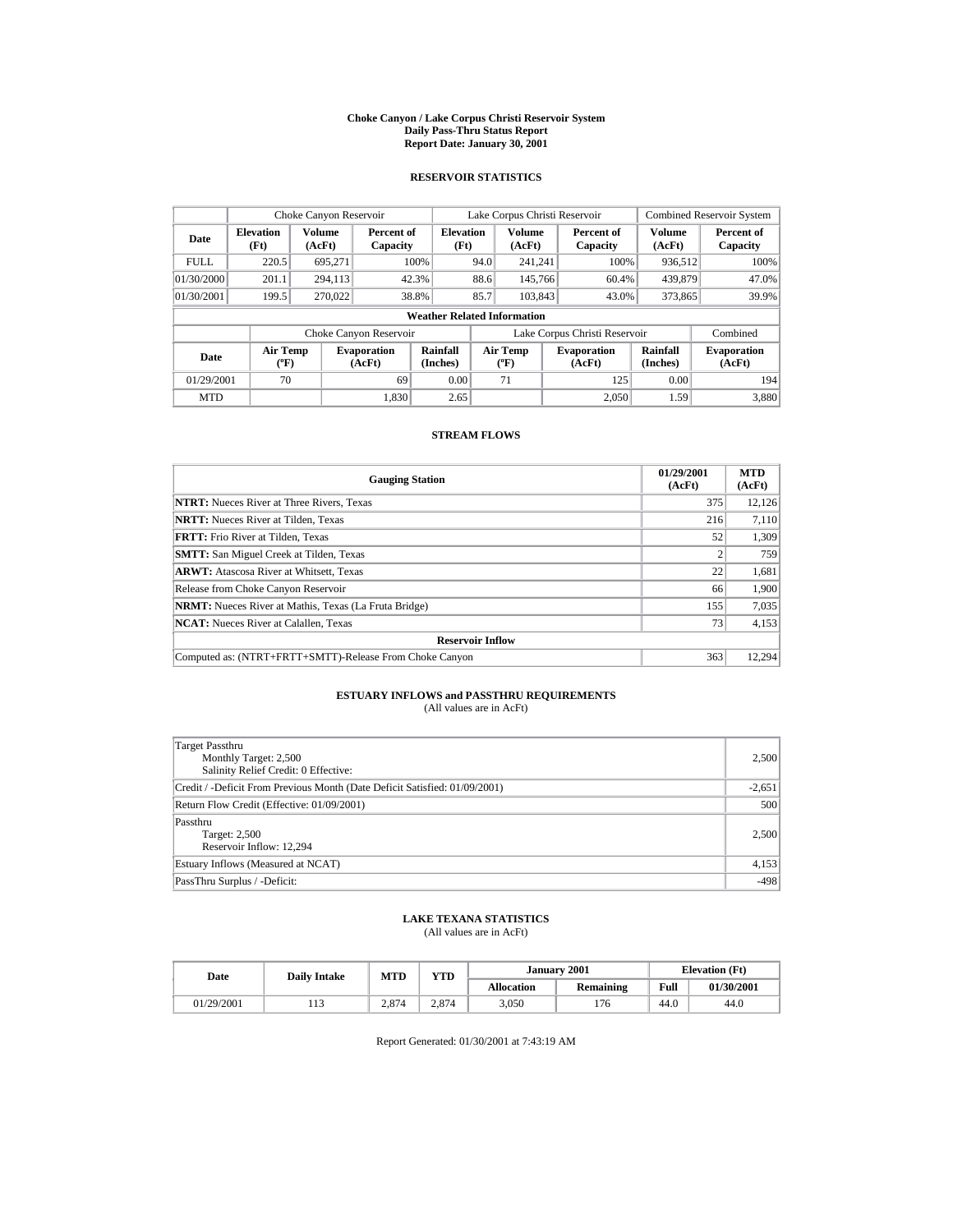# Choke Canyon / Lake Corpus Christi Reservoir System
## Daily Pass-Thru Status Report
## Report Date: January 30, 2001

### RESERVOIR STATISTICS

| | Choke Canyon Reservoir | | | Lake Corpus Christi Reservoir | | | Combined Reservoir System | |
|---|---|---|---|---|---|---|---|---|
| Date | Elevation (Ft) | Volume (AcFt) | Percent of Capacity | Elevation (Ft) | Volume (AcFt) | Percent of Capacity | Volume (AcFt) | Percent of Capacity |
| FULL | 220.5 | 695,271 | 100% | 94.0 | 241,241 | 100% | 936,512 | 100% |
| 01/30/2000 | 201.1 | 294,113 | 42.3% | 88.6 | 145,766 | 60.4% | 439,879 | 47.0% |
| 01/30/2001 | 199.5 | 270,022 | 38.8% | 85.7 | 103,843 | 43.0% | 373,865 | 39.9% |

**Weather Related Information**

| | Choke Canyon Reservoir | | | Lake Corpus Christi Reservoir | | | Combined |
|---|---|---|---|---|---|---|---|
| Date | Air Temp (ºF) | Evaporation (AcFt) | Rainfall (Inches) | Air Temp (ºF) | Evaporation (AcFt) | Rainfall (Inches) | Evaporation (AcFt) |
| 01/29/2001 | 70 | 69 | 0.00 | 71 | 125 | 0.00 | 194 |
| MTD | | 1,830 | 2.65 | | 2,050 | 1.59 | 3,880 |

### STREAM FLOWS

| Gauging Station | 01/29/2001 (AcFt) | MTD (AcFt) |
|---|---|---|
| **NTRT:** Nueces River at Three Rivers, Texas | 375 | 12,126 |
| **NRTT:** Nueces River at Tilden, Texas | 216 | 7,110 |
| **FRTT:** Frio River at Tilden, Texas | 52 | 1,309 |
| **SMTT:** San Miguel Creek at Tilden, Texas | 2 | 759 |
| **ARWT:** Atascosa River at Whitsett, Texas | 22 | 1,681 |
| Release from Choke Canyon Reservoir | 66 | 1,900 |
| **NRMT:** Nueces River at Mathis, Texas (La Fruta Bridge) | 155 | 7,035 |
| **NCAT:** Nueces River at Calallen, Texas | 73 | 4,153 |
| **Reservoir Inflow** | | |
| Computed as: (NTRT+FRTT+SMTT)-Release From Choke Canyon | 363 | 12,294 |

### ESTUARY INFLOWS and PASSTHRU REQUIREMENTS
(All values are in AcFt)

| | |
|---|---|
| Target Passthru<br>Monthly Target: 2,500<br>Salinity Relief Credit: 0 Effective: | 2,500 |
| Credit / -Deficit From Previous Month (Date Deficit Satisfied: 01/09/2001) | -2,651 |
| Return Flow Credit (Effective: 01/09/2001) | 500 |
| Passthru<br>Target: 2,500<br>Reservoir Inflow: 12,294 | 2,500 |
| Estuary Inflows (Measured at NCAT) | 4,153 |
| PassThru Surplus / -Deficit: | -498 |

### LAKE TEXANA STATISTICS
(All values are in AcFt)

| Date | Daily Intake | MTD | YTD | January 2001 | | Elevation (Ft) | |
|---|---|---|---|---|---|---|---|
| | | | | Allocation | Remaining | Full | 01/30/2001 |
| 01/29/2001 | 113 | 2,874 | 2,874 | 3,050 | 176 | 44.0 | 44.0 |

Report Generated: 01/30/2001 at 7:43:19 AM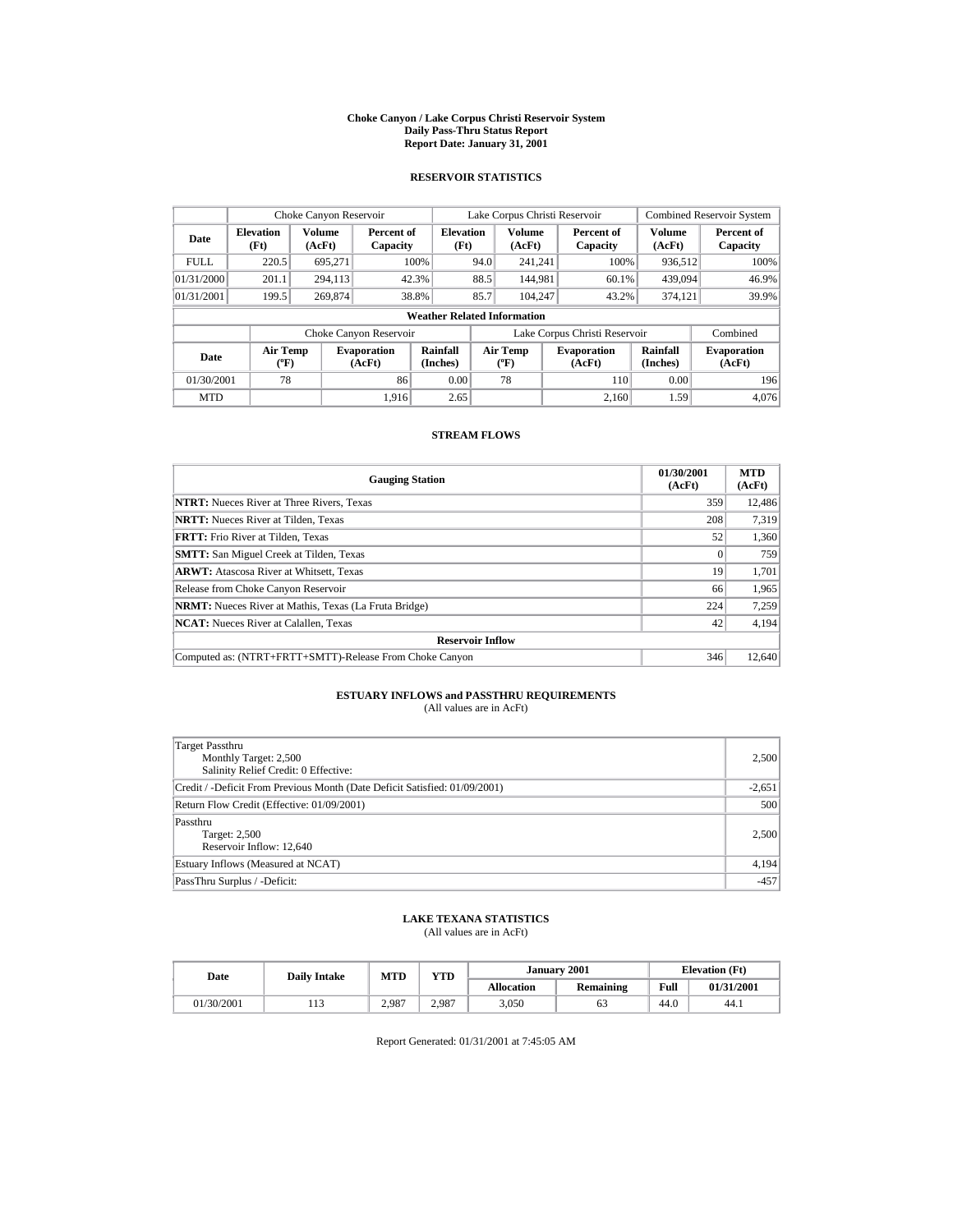**Choke Canyon / Lake Corpus Christi Reservoir System**
**Daily Pass-Thru Status Report**
**Report Date: January 31, 2001**

## RESERVOIR STATISTICS

| | Choke Canyon Reservoir | | | Lake Corpus Christi Reservoir | | | Combined Reservoir System | |
|---|---|---|---|---|---|---|---|---|
| **Date** | **Elevation (Ft)** | **Volume (AcFt)** | **Percent of Capacity** | **Elevation (Ft)** | **Volume (AcFt)** | **Percent of Capacity** | **Volume (AcFt)** | **Percent of Capacity** |
| FULL | 220.5 | 695,271 | 100% | 94.0 | 241,241 | 100% | 936,512 | 100% |
| 01/31/2000 | 201.1 | 294,113 | 42.3% | 88.5 | 144,981 | 60.1% | 439,094 | 46.9% |
| 01/31/2001 | 199.5 | 269,874 | 38.8% | 85.7 | 104,247 | 43.2% | 374,121 | 39.9% |

**Weather Related Information**

| | Choke Canyon Reservoir | | | Lake Corpus Christi Reservoir | | | Combined |
|---|---|---|---|---|---|---|---|
| **Date** | **Air Temp (ºF)** | **Evaporation (AcFt)** | **Rainfall (Inches)** | **Air Temp (ºF)** | **Evaporation (AcFt)** | **Rainfall (Inches)** | **Evaporation (AcFt)** |
| 01/30/2001 | 78 | 86 | 0.00 | 78 | 110 | 0.00 | 196 |
| MTD | | 1,916 | 2.65 | | 2,160 | 1.59 | 4,076 |

## STREAM FLOWS

| Gauging Station | 01/30/2001 (AcFt) | MTD (AcFt) |
|---|---|---|
| **NTRT:** Nueces River at Three Rivers, Texas | 359 | 12,486 |
| **NRTT:** Nueces River at Tilden, Texas | 208 | 7,319 |
| **FRTT:** Frio River at Tilden, Texas | 52 | 1,360 |
| **SMTT:** San Miguel Creek at Tilden, Texas | 0 | 759 |
| **ARWT:** Atascosa River at Whitsett, Texas | 19 | 1,701 |
| Release from Choke Canyon Reservoir | 66 | 1,965 |
| **NRMT:** Nueces River at Mathis, Texas (La Fruta Bridge) | 224 | 7,259 |
| **NCAT:** Nueces River at Calallen, Texas | 42 | 4,194 |
| **Reservoir Inflow** | | |
| Computed as: (NTRT+FRTT+SMTT)-Release From Choke Canyon | 346 | 12,640 |

## ESTUARY INFLOWS and PASSTHRU REQUIREMENTS

(All values are in AcFt)

| | |
|---|---|
| Target Passthru<br>Monthly Target: 2,500<br>Salinity Relief Credit: 0 Effective: | 2,500 |
| Credit / -Deficit From Previous Month (Date Deficit Satisfied: 01/09/2001) | -2,651 |
| Return Flow Credit (Effective: 01/09/2001) | 500 |
| Passthru<br>Target: 2,500<br>Reservoir Inflow: 12,640 | 2,500 |
| Estuary Inflows (Measured at NCAT) | 4,194 |
| PassThru Surplus / -Deficit: | -457 |

## LAKE TEXANA STATISTICS

(All values are in AcFt)

| Date | Daily Intake | MTD | YTD | January 2001 | | Elevation (Ft) | |
|---|---|---|---|---|---|---|---|
| | | | | **Allocation** | **Remaining** | **Full** | **01/31/2001** |
| 01/30/2001 | 113 | 2,987 | 2,987 | 3,050 | 63 | 44.0 | 44.1 |

Report Generated: 01/31/2001 at 7:45:05 AM